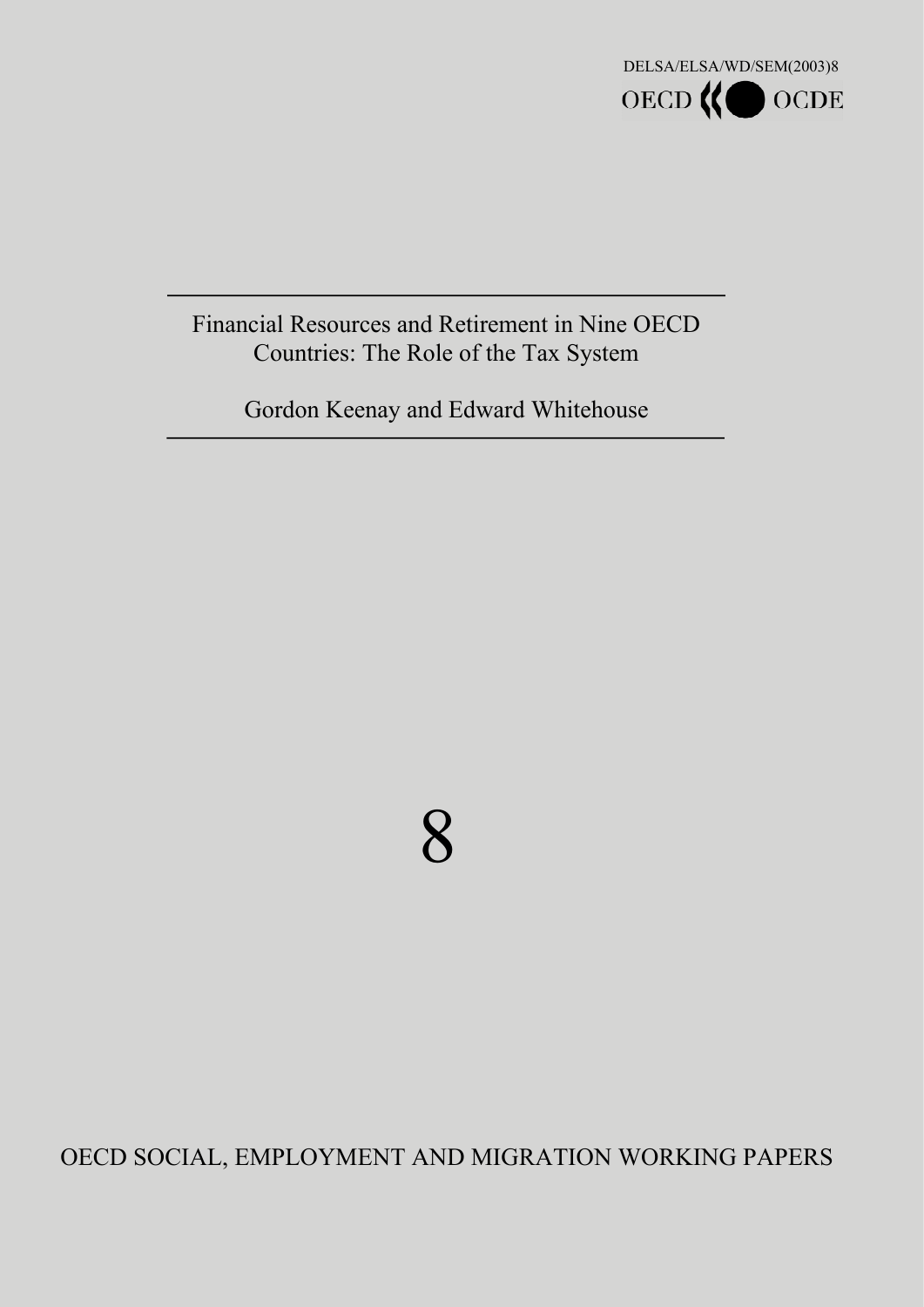DELSA/ELSA/WD/SEM(2003)8

OECD OCDE

# Financial Resources and Retirement in Nine OECD Countries: The Role of the Tax System

Gordon Keenay and Edward Whitehouse

8

OECD SOCIAL, EMPLOYMENT AND MIGRATION WORKING PAPERS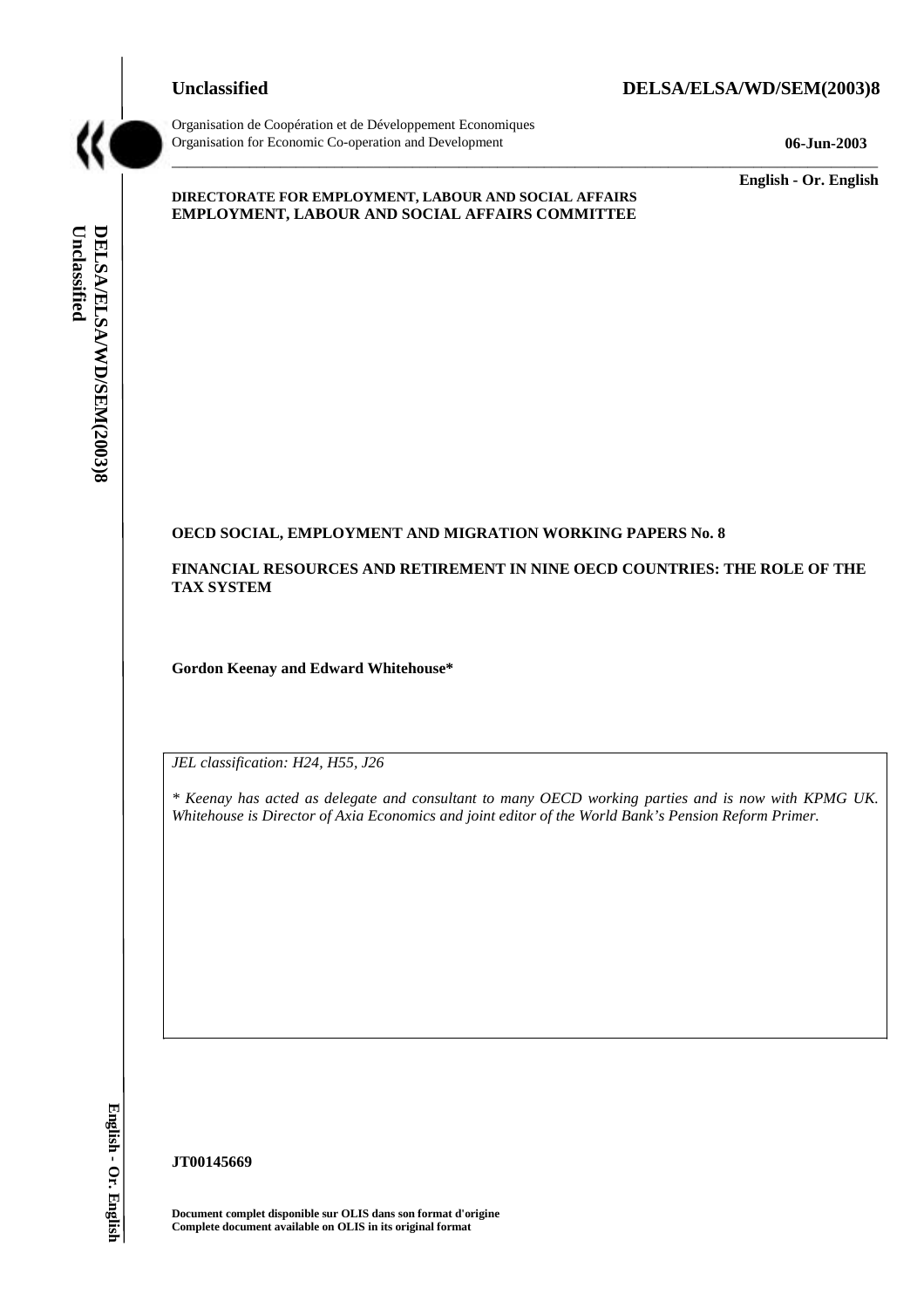Unclassified

DELSA/ELSA/WD/SEM(2003)8

Organisation de Coopération et de Développement Economiques
Organisation for Economic Co-operation and Development

06-Jun-2003

English - Or. English

**DIRECTORATE FOR EMPLOYMENT, LABOUR AND SOCIAL AFFAIRS**
**EMPLOYMENT, LABOUR AND SOCIAL AFFAIRS COMMITTEE**

**OECD SOCIAL, EMPLOYMENT AND MIGRATION WORKING PAPERS No. 8**

**FINANCIAL RESOURCES AND RETIREMENT IN NINE OECD COUNTRIES: THE ROLE OF THE TAX SYSTEM**

**Gordon Keenay and Edward Whitehouse***

*JEL classification: H24, H55, J26*

** Keenay has acted as delegate and consultant to many OECD working parties and is now with KPMG UK. Whitehouse is Director of Axia Economics and joint editor of the World Bank's Pension Reform Primer.*

**JT00145669**

**Document complet disponible sur OLIS dans son format d'origine**
**Complete document available on OLIS in its original format**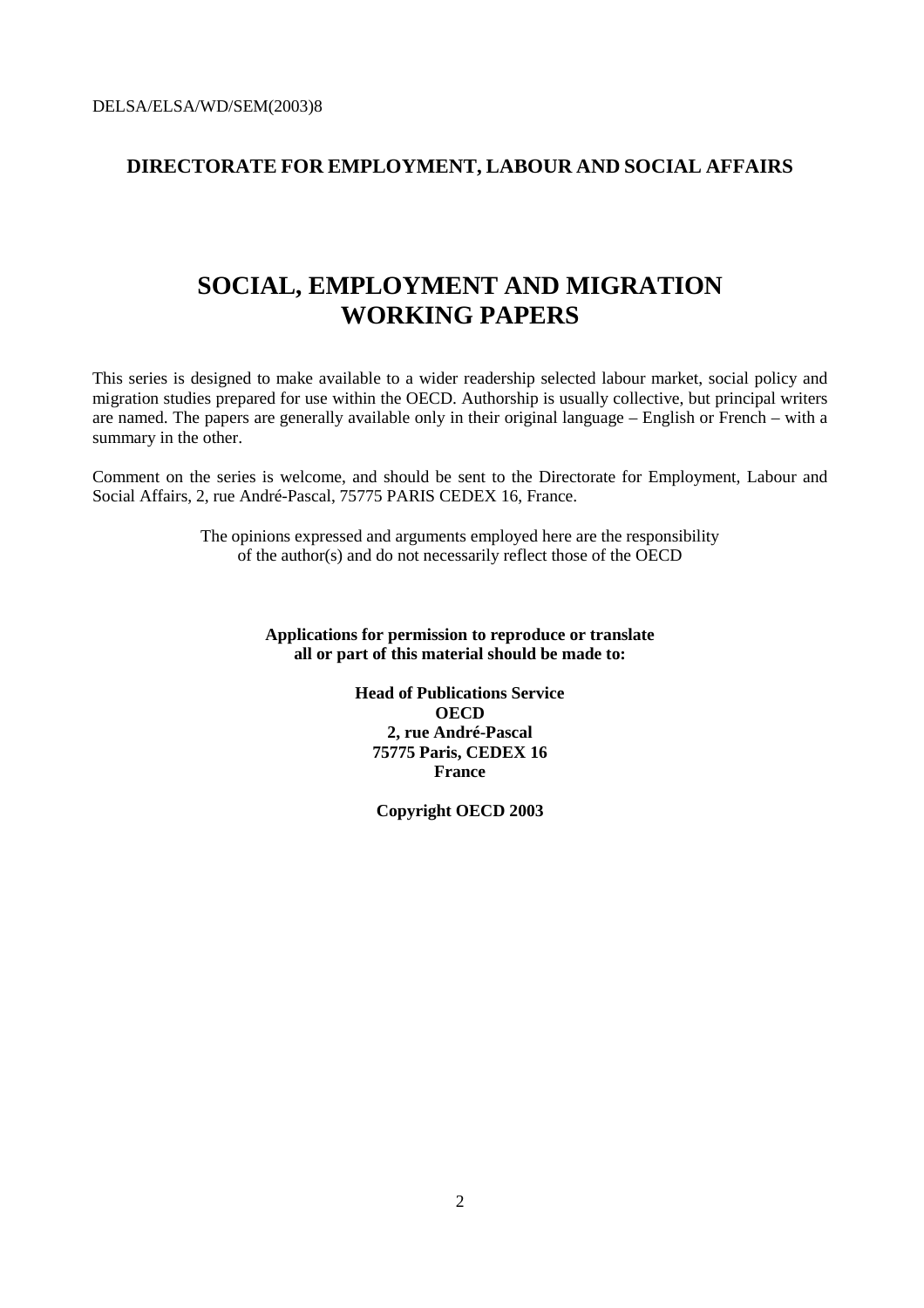DELSA/ELSA/WD/SEM(2003)8

**DIRECTORATE FOR EMPLOYMENT, LABOUR AND SOCIAL AFFAIRS**

# SOCIAL, EMPLOYMENT AND MIGRATION WORKING PAPERS

This series is designed to make available to a wider readership selected labour market, social policy and migration studies prepared for use within the OECD. Authorship is usually collective, but principal writers are named. The papers are generally available only in their original language – English or French – with a summary in the other.

Comment on the series is welcome, and should be sent to the Directorate for Employment, Labour and Social Affairs, 2, rue André-Pascal, 75775 PARIS CEDEX 16, France.

The opinions expressed and arguments employed here are the responsibility of the author(s) and do not necessarily reflect those of the OECD

**Applications for permission to reproduce or translate all or part of this material should be made to:**

**Head of Publications Service**
**OECD**
**2, rue André-Pascal**
**75775 Paris, CEDEX 16**
**France**

**Copyright OECD 2003**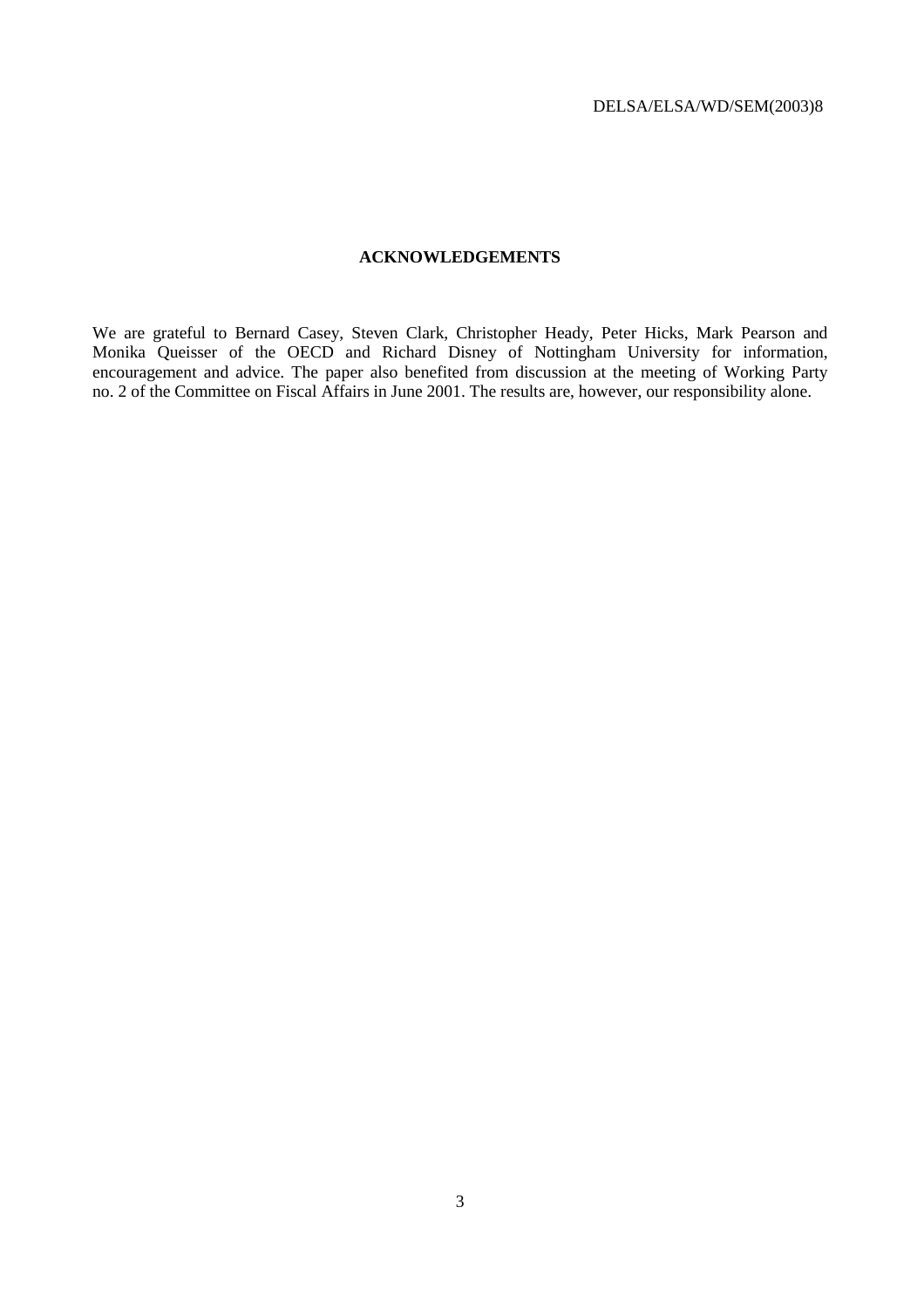## ACKNOWLEDGEMENTS

We are grateful to Bernard Casey, Steven Clark, Christopher Heady, Peter Hicks, Mark Pearson and Monika Queisser of the OECD and Richard Disney of Nottingham University for information, encouragement and advice. The paper also benefited from discussion at the meeting of Working Party no. 2 of the Committee on Fiscal Affairs in June 2001. The results are, however, our responsibility alone.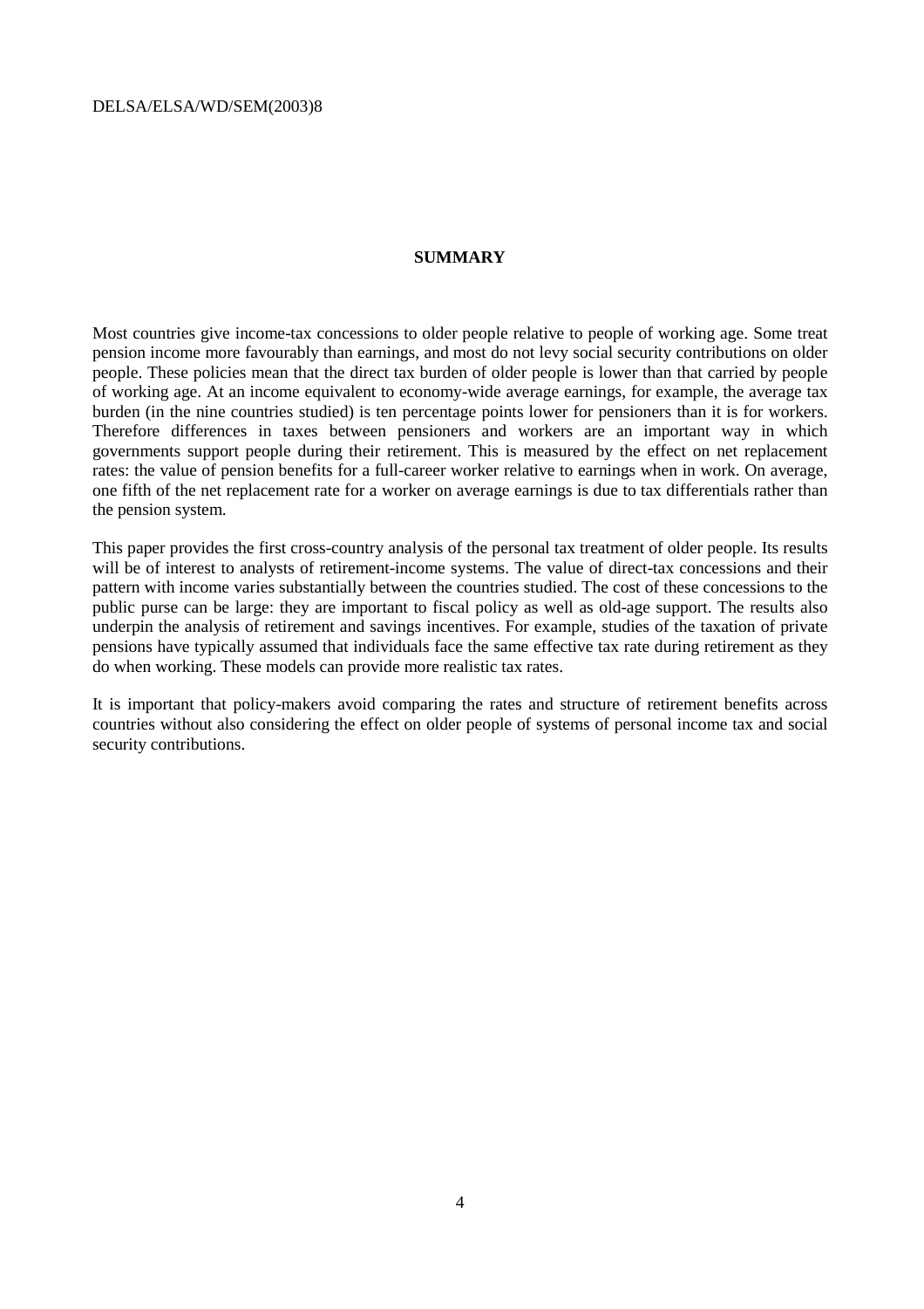## SUMMARY

Most countries give income-tax concessions to older people relative to people of working age. Some treat pension income more favourably than earnings, and most do not levy social security contributions on older people. These policies mean that the direct tax burden of older people is lower than that carried by people of working age. At an income equivalent to economy-wide average earnings, for example, the average tax burden (in the nine countries studied) is ten percentage points lower for pensioners than it is for workers. Therefore differences in taxes between pensioners and workers are an important way in which governments support people during their retirement. This is measured by the effect on net replacement rates: the value of pension benefits for a full-career worker relative to earnings when in work. On average, one fifth of the net replacement rate for a worker on average earnings is due to tax differentials rather than the pension system.

This paper provides the first cross-country analysis of the personal tax treatment of older people. Its results will be of interest to analysts of retirement-income systems. The value of direct-tax concessions and their pattern with income varies substantially between the countries studied. The cost of these concessions to the public purse can be large: they are important to fiscal policy as well as old-age support. The results also underpin the analysis of retirement and savings incentives. For example, studies of the taxation of private pensions have typically assumed that individuals face the same effective tax rate during retirement as they do when working. These models can provide more realistic tax rates.

It is important that policy-makers avoid comparing the rates and structure of retirement benefits across countries without also considering the effect on older people of systems of personal income tax and social security contributions.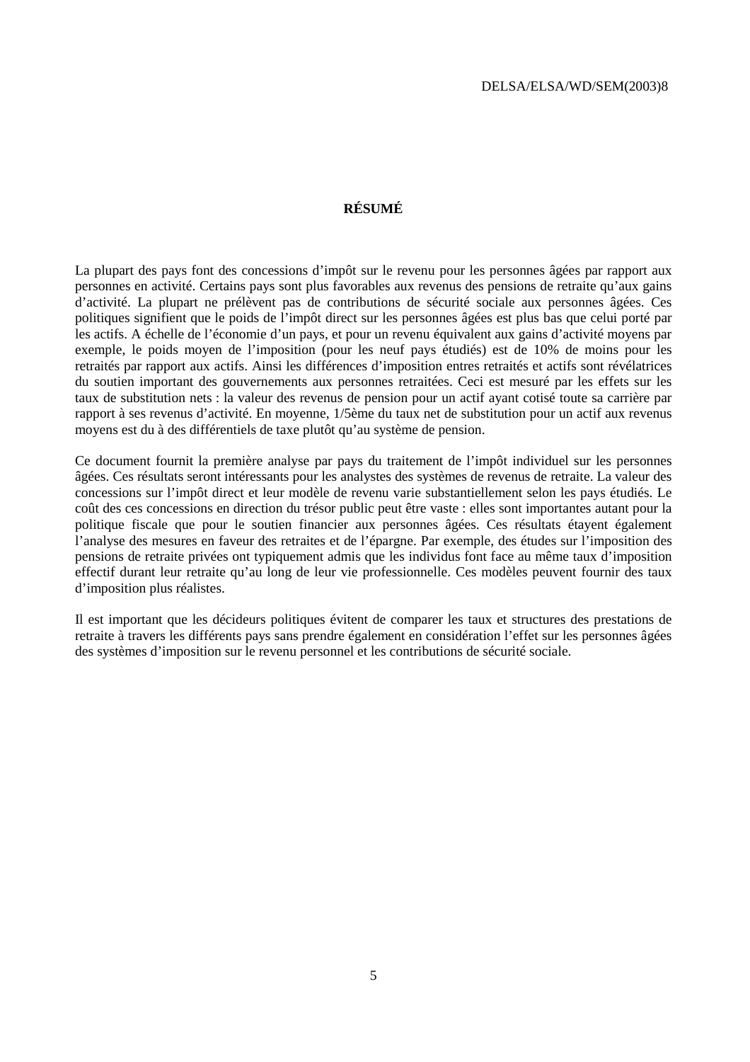# RÉSUMÉ

La plupart des pays font des concessions d'impôt sur le revenu pour les personnes âgées par rapport aux personnes en activité. Certains pays sont plus favorables aux revenus des pensions de retraite qu'aux gains d'activité. La plupart ne prélèvent pas de contributions de sécurité sociale aux personnes âgées. Ces politiques signifient que le poids de l'impôt direct sur les personnes âgées est plus bas que celui porté par les actifs. A échelle de l'économie d'un pays, et pour un revenu équivalent aux gains d'activité moyens par exemple, le poids moyen de l'imposition (pour les neuf pays étudiés) est de 10% de moins pour les retraités par rapport aux actifs. Ainsi les différences d'imposition entres retraités et actifs sont révélatrices du soutien important des gouvernements aux personnes retraitées. Ceci est mesuré par les effets sur les taux de substitution nets : la valeur des revenus de pension pour un actif ayant cotisé toute sa carrière par rapport à ses revenus d'activité. En moyenne, 1/5ème du taux net de substitution pour un actif aux revenus moyens est du à des différentiels de taxe plutôt qu'au système de pension.

Ce document fournit la première analyse par pays du traitement de l'impôt individuel sur les personnes âgées. Ces résultats seront intéressants pour les analystes des systèmes de revenus de retraite. La valeur des concessions sur l'impôt direct et leur modèle de revenu varie substantiellement selon les pays étudiés. Le coût des ces concessions en direction du trésor public peut être vaste : elles sont importantes autant pour la politique fiscale que pour le soutien financier aux personnes âgées. Ces résultats étayent également l'analyse des mesures en faveur des retraites et de l'épargne. Par exemple, des études sur l'imposition des pensions de retraite privées ont typiquement admis que les individus font face au même taux d'imposition effectif durant leur retraite qu'au long de leur vie professionnelle. Ces modèles peuvent fournir des taux d'imposition plus réalistes.

Il est important que les décideurs politiques évitent de comparer les taux et structures des prestations de retraite à travers les différents pays sans prendre également en considération l'effet sur les personnes âgées des systèmes d'imposition sur le revenu personnel et les contributions de sécurité sociale.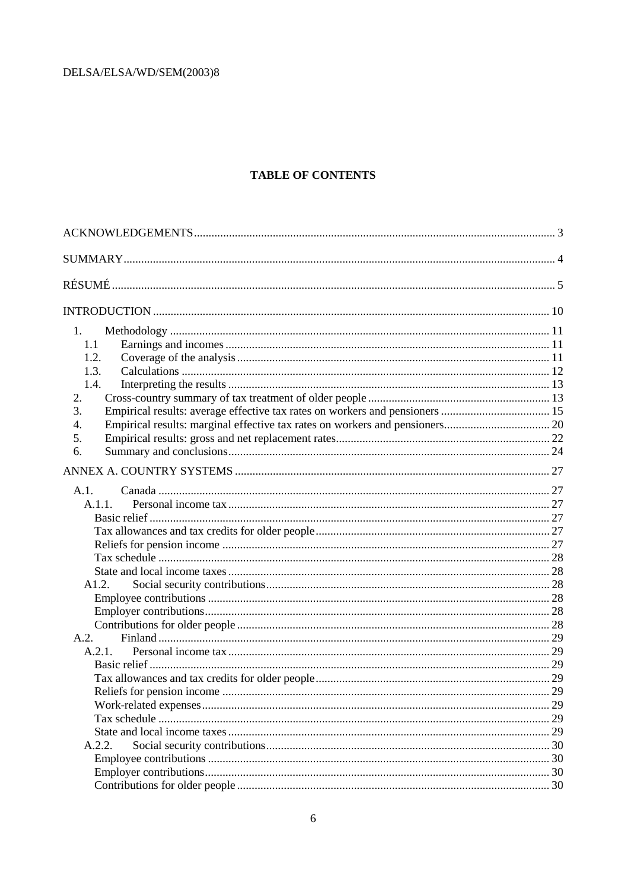**TABLE OF CONTENTS**

ACKNOWLEDGEMENTS ..... 3

SUMMARY ..... 4

RÉSUMÉ ..... 5

INTRODUCTION ..... 10

- 1. Methodology ..... 11
  - 1.1 Earnings and incomes ..... 11
  - 1.2. Coverage of the analysis ..... 11
  - 1.3. Calculations ..... 12
  - 1.4. Interpreting the results ..... 13
- 2. Cross-country summary of tax treatment of older people ..... 13
- 3. Empirical results: average effective tax rates on workers and pensioners ..... 15
- 4. Empirical results: marginal effective tax rates on workers and pensioners ..... 20
- 5. Empirical results: gross and net replacement rates ..... 22
- 6. Summary and conclusions ..... 24

ANNEX A. COUNTRY SYSTEMS ..... 27

- A.1. Canada ..... 27
  - A.1.1. Personal income tax ..... 27
    - Basic relief ..... 27
    - Tax allowances and tax credits for older people ..... 27
    - Reliefs for pension income ..... 27
    - Tax schedule ..... 28
    - State and local income taxes ..... 28
  - A1.2. Social security contributions ..... 28
    - Employee contributions ..... 28
    - Employer contributions ..... 28
    - Contributions for older people ..... 28
- A.2. Finland ..... 29
  - A.2.1. Personal income tax ..... 29
    - Basic relief ..... 29
    - Tax allowances and tax credits for older people ..... 29
    - Reliefs for pension income ..... 29
    - Work-related expenses ..... 29
    - Tax schedule ..... 29
    - State and local income taxes ..... 29
  - A.2.2. Social security contributions ..... 30
    - Employee contributions ..... 30
    - Employer contributions ..... 30
    - Contributions for older people ..... 30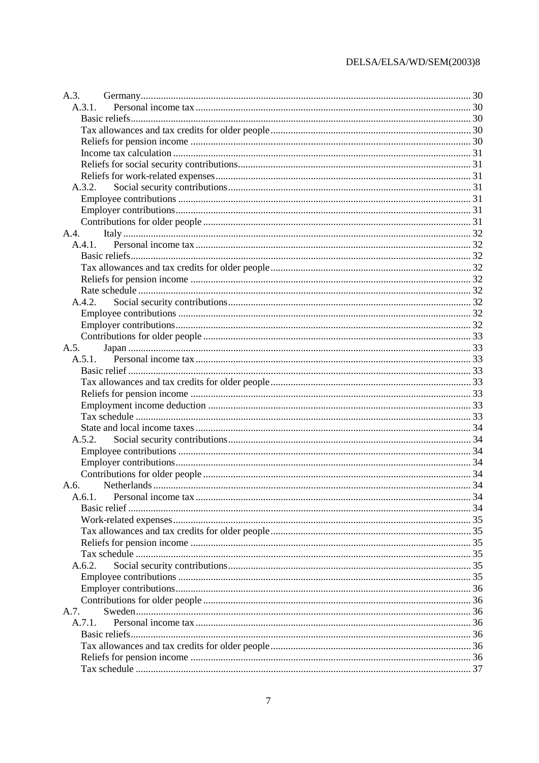A.3. Germany .................................................................................................................................. 30
  A.3.1. Personal income tax .............................................................................................................. 30
    Basic reliefs .............................................................................................................................. 30
    Tax allowances and tax credits for older people ........................................................................ 30
    Reliefs for pension income ........................................................................................................ 30
    Income tax calculation ............................................................................................................... 31
    Reliefs for social security contributions ..................................................................................... 31
    Reliefs for work-related expenses .............................................................................................. 31
  A.3.2. Social security contributions ................................................................................................. 31
    Employee contributions ............................................................................................................. 31
    Employer contributions .............................................................................................................. 31
    Contributions for older people ................................................................................................... 31
A.4. Italy ........................................................................................................................................... 32
  A.4.1. Personal income tax .............................................................................................................. 32
    Basic reliefs .............................................................................................................................. 32
    Tax allowances and tax credits for older people ........................................................................ 32
    Reliefs for pension income ........................................................................................................ 32
    Rate schedule ............................................................................................................................ 32
  A.4.2. Social security contributions ................................................................................................. 32
    Employee contributions ............................................................................................................. 32
    Employer contributions .............................................................................................................. 32
    Contributions for older people ................................................................................................... 33
A.5. Japan ......................................................................................................................................... 33
  A.5.1. Personal income tax .............................................................................................................. 33
    Basic relief ................................................................................................................................ 33
    Tax allowances and tax credits for older people ........................................................................ 33
    Reliefs for pension income ........................................................................................................ 33
    Employment income deduction ................................................................................................. 33
    Tax schedule ............................................................................................................................. 33
    State and local income taxes ...................................................................................................... 34
  A.5.2. Social security contributions ................................................................................................. 34
    Employee contributions ............................................................................................................. 34
    Employer contributions .............................................................................................................. 34
    Contributions for older people ................................................................................................... 34
A.6. Netherlands ............................................................................................................................... 34
  A.6.1. Personal income tax .............................................................................................................. 34
    Basic relief ................................................................................................................................ 34
    Work-related expenses ............................................................................................................... 35
    Tax allowances and tax credits for older people ........................................................................ 35
    Reliefs for pension income ........................................................................................................ 35
    Tax schedule ............................................................................................................................. 35
  A.6.2. Social security contributions ................................................................................................. 35
    Employee contributions ............................................................................................................. 35
    Employer contributions .............................................................................................................. 36
    Contributions for older people ................................................................................................... 36
A.7. Sweden ...................................................................................................................................... 36
  A.7.1. Personal income tax .............................................................................................................. 36
    Basic reliefs .............................................................................................................................. 36
    Tax allowances and tax credits for older people ........................................................................ 36
    Reliefs for pension income ........................................................................................................ 36
    Tax schedule ............................................................................................................................. 37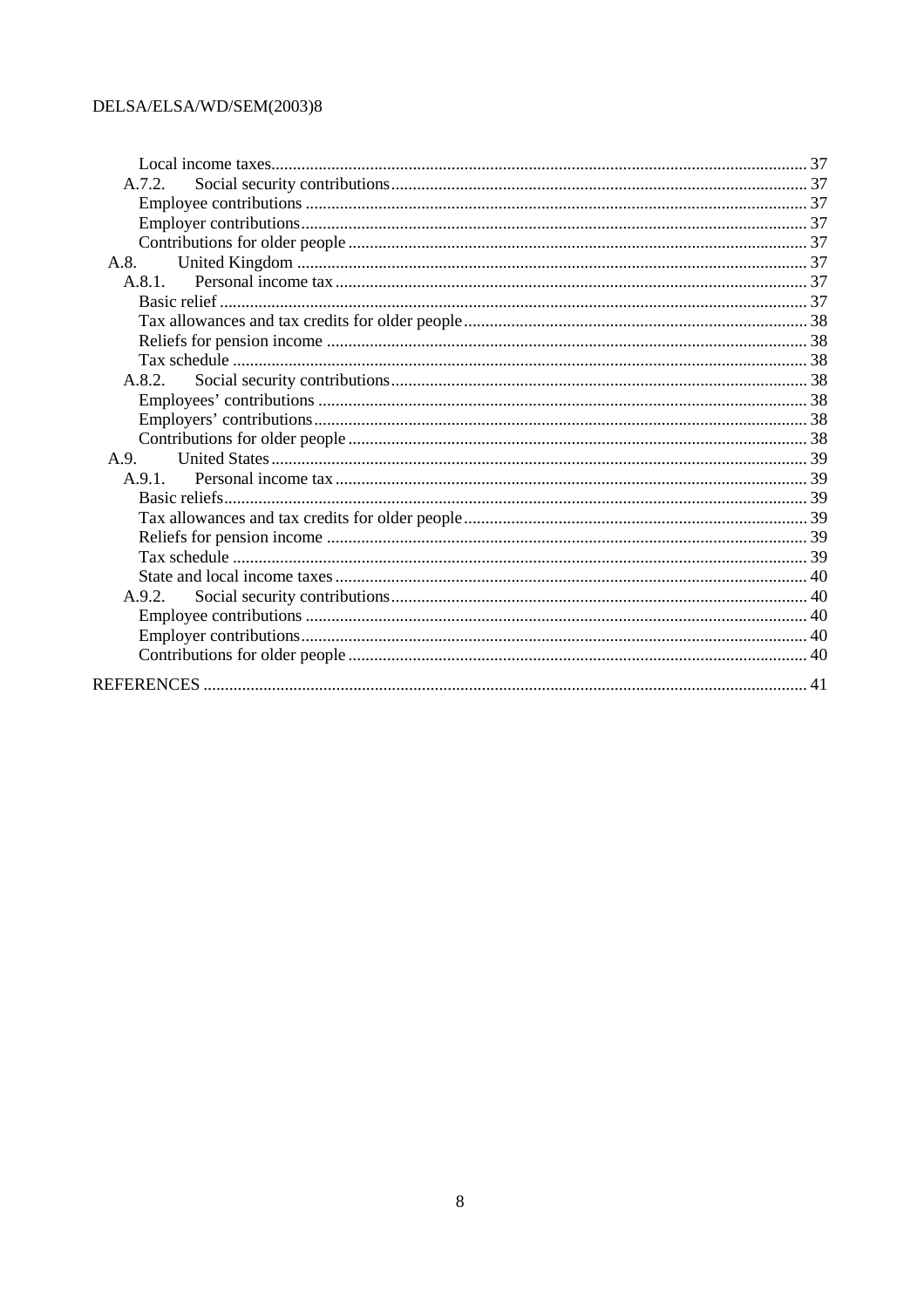Local income taxes ........................................................................................................... 37
A.7.2. Social security contributions ................................................................................ 37
Employee contributions .................................................................................................... 37
Employer contributions .................................................................................................... 37
Contributions for older people .......................................................................................... 37
A.8. United Kingdom ...................................................................................................... 37
A.8.1. Personal income tax ............................................................................................ 37
Basic relief ....................................................................................................................... 37
Tax allowances and tax credits for older people ................................................................ 38
Reliefs for pension income ............................................................................................... 38
Tax schedule .................................................................................................................... 38
A.8.2. Social security contributions ................................................................................ 38
Employees' contributions ................................................................................................. 38
Employers' contributions .................................................................................................. 38
Contributions for older people .......................................................................................... 38
A.9. United States ............................................................................................................ 39
A.9.1. Personal income tax ............................................................................................ 39
Basic reliefs ...................................................................................................................... 39
Tax allowances and tax credits for older people ................................................................ 39
Reliefs for pension income ............................................................................................... 39
Tax schedule .................................................................................................................... 39
State and local income taxes ............................................................................................. 40
A.9.2. Social security contributions ................................................................................ 40
Employee contributions .................................................................................................... 40
Employer contributions .................................................................................................... 40
Contributions for older people .......................................................................................... 40

REFERENCES ........................................................................................................................... 41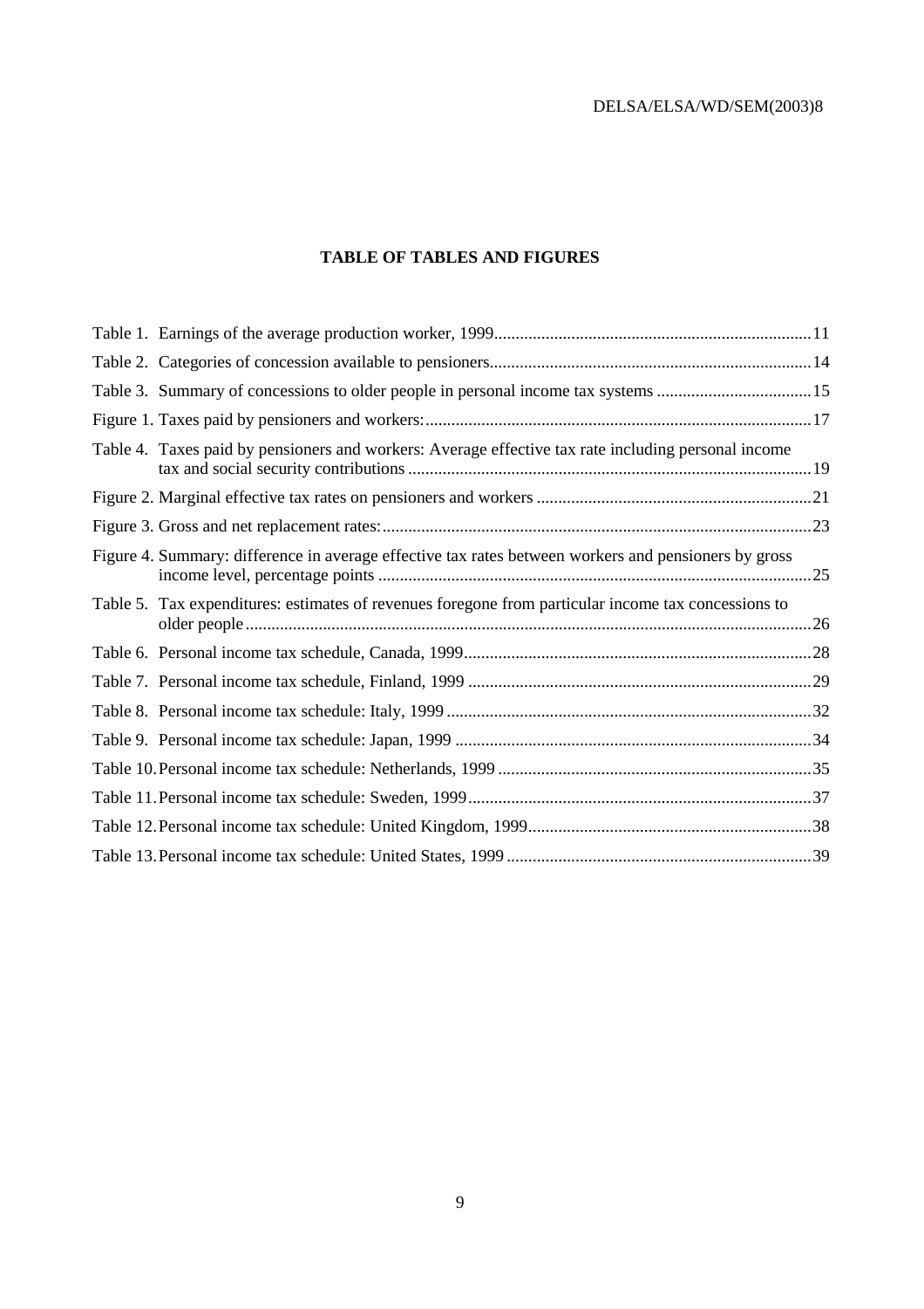**TABLE OF TABLES AND FIGURES**

Table 1. Earnings of the average production worker, 1999 ........ 11
Table 2. Categories of concession available to pensioners ........ 14
Table 3. Summary of concessions to older people in personal income tax systems ........ 15
Figure 1. Taxes paid by pensioners and workers: ........ 17
Table 4. Taxes paid by pensioners and workers: Average effective tax rate including personal income tax and social security contributions ........ 19
Figure 2. Marginal effective tax rates on pensioners and workers ........ 21
Figure 3. Gross and net replacement rates: ........ 23
Figure 4. Summary: difference in average effective tax rates between workers and pensioners by gross income level, percentage points ........ 25
Table 5. Tax expenditures: estimates of revenues foregone from particular income tax concessions to older people ........ 26
Table 6. Personal income tax schedule, Canada, 1999 ........ 28
Table 7. Personal income tax schedule, Finland, 1999 ........ 29
Table 8. Personal income tax schedule: Italy, 1999 ........ 32
Table 9. Personal income tax schedule: Japan, 1999 ........ 34
Table 10. Personal income tax schedule: Netherlands, 1999 ........ 35
Table 11. Personal income tax schedule: Sweden, 1999 ........ 37
Table 12. Personal income tax schedule: United Kingdom, 1999 ........ 38
Table 13. Personal income tax schedule: United States, 1999 ........ 39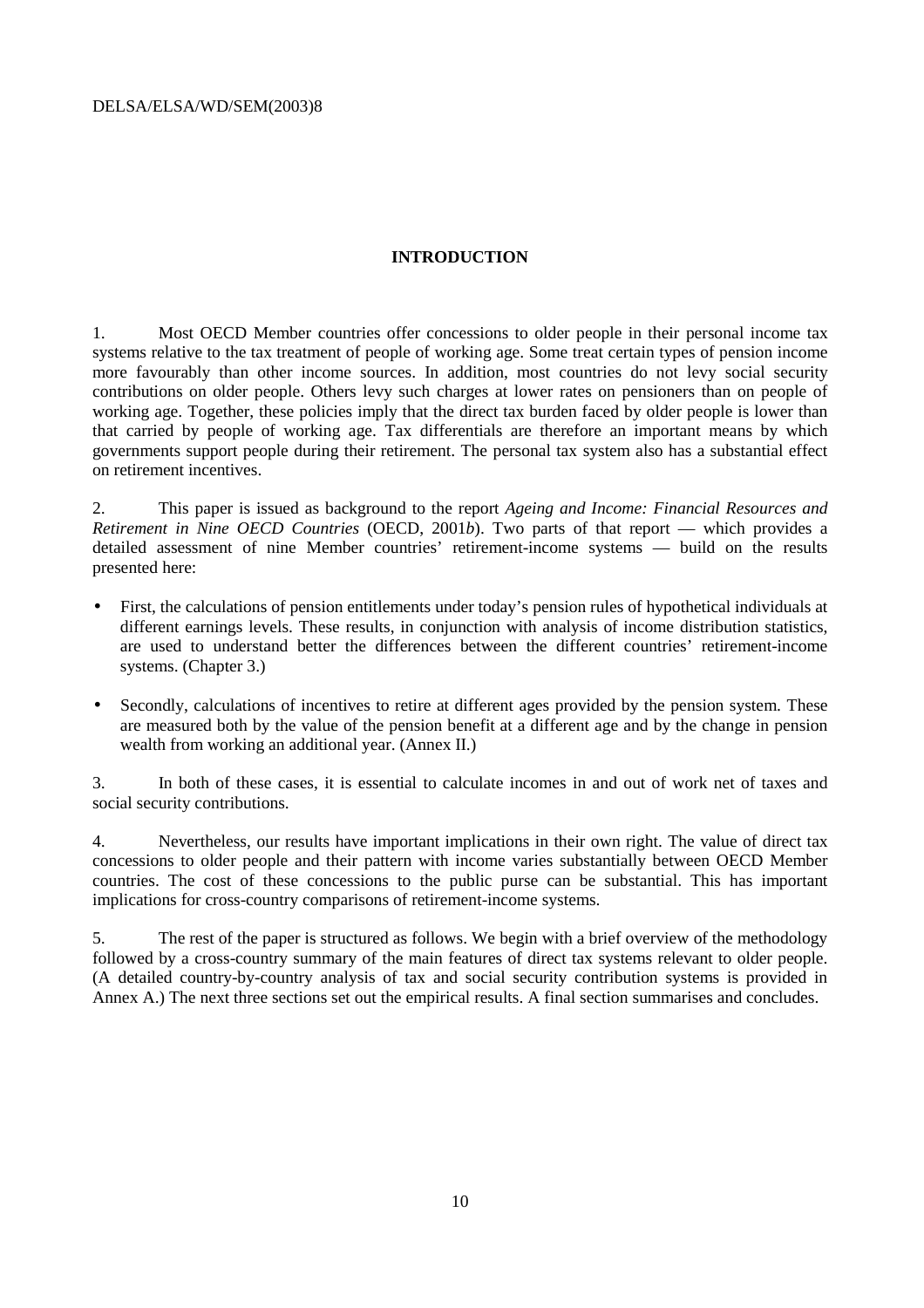# INTRODUCTION

1. Most OECD Member countries offer concessions to older people in their personal income tax systems relative to the tax treatment of people of working age. Some treat certain types of pension income more favourably than other income sources. In addition, most countries do not levy social security contributions on older people. Others levy such charges at lower rates on pensioners than on people of working age. Together, these policies imply that the direct tax burden faced by older people is lower than that carried by people of working age. Tax differentials are therefore an important means by which governments support people during their retirement. The personal tax system also has a substantial effect on retirement incentives.

2. This paper is issued as background to the report *Ageing and Income: Financial Resources and Retirement in Nine OECD Countries* (OECD, 2001*b*). Two parts of that report — which provides a detailed assessment of nine Member countries' retirement-income systems — build on the results presented here:

- First, the calculations of pension entitlements under today's pension rules of hypothetical individuals at different earnings levels. These results, in conjunction with analysis of income distribution statistics, are used to understand better the differences between the different countries' retirement-income systems. (Chapter 3.)
- Secondly, calculations of incentives to retire at different ages provided by the pension system. These are measured both by the value of the pension benefit at a different age and by the change in pension wealth from working an additional year. (Annex II.)

3. In both of these cases, it is essential to calculate incomes in and out of work net of taxes and social security contributions.

4. Nevertheless, our results have important implications in their own right. The value of direct tax concessions to older people and their pattern with income varies substantially between OECD Member countries. The cost of these concessions to the public purse can be substantial. This has important implications for cross-country comparisons of retirement-income systems.

5. The rest of the paper is structured as follows. We begin with a brief overview of the methodology followed by a cross-country summary of the main features of direct tax systems relevant to older people. (A detailed country-by-country analysis of tax and social security contribution systems is provided in Annex A.) The next three sections set out the empirical results. A final section summarises and concludes.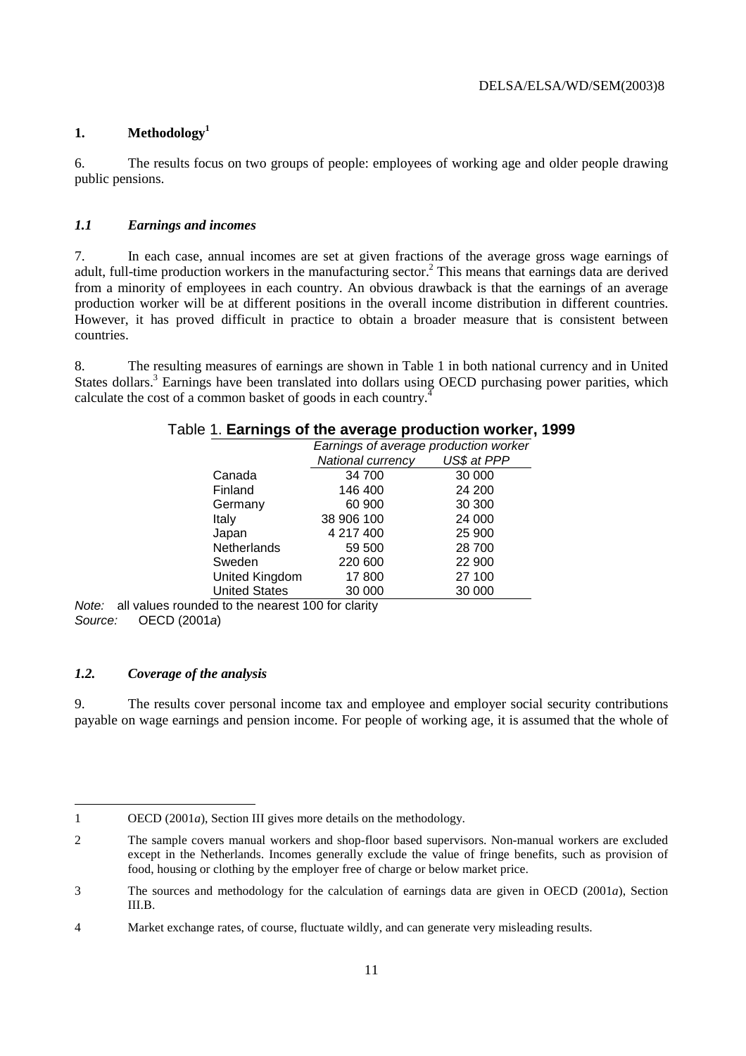## 1. Methodology[1]

6. The results focus on two groups of people: employees of working age and older people drawing public pensions.

### *1.1 Earnings and incomes*

7. In each case, annual incomes are set at given fractions of the average gross wage earnings of adult, full-time production workers in the manufacturing sector.[2] This means that earnings data are derived from a minority of employees in each country. An obvious drawback is that the earnings of an average production worker will be at different positions in the overall income distribution in different countries. However, it has proved difficult in practice to obtain a broader measure that is consistent between countries.

8. The resulting measures of earnings are shown in Table 1 in both national currency and in United States dollars.[3] Earnings have been translated into dollars using OECD purchasing power parities, which calculate the cost of a common basket of goods in each country.[4]

Table 1. **Earnings of the average production worker, 1999**

| | *Earnings of average production worker* | |
|---|---|---|
| | *National currency* | *US$ at PPP* |
| Canada | 34 700 | 30 000 |
| Finland | 146 400 | 24 200 |
| Germany | 60 900 | 30 300 |
| Italy | 38 906 100 | 24 000 |
| Japan | 4 217 400 | 25 900 |
| Netherlands | 59 500 | 28 700 |
| Sweden | 220 600 | 22 900 |
| United Kingdom | 17 800 | 27 100 |
| United States | 30 000 | 30 000 |

*Note:* all values rounded to the nearest 100 for clarity
*Source:* OECD (2001*a*)

### *1.2. Coverage of the analysis*

9. The results cover personal income tax and employee and employer social security contributions payable on wage earnings and pension income. For people of working age, it is assumed that the whole of

---

1 OECD (2001*a*), Section III gives more details on the methodology.

2 The sample covers manual workers and shop-floor based supervisors. Non-manual workers are excluded except in the Netherlands. Incomes generally exclude the value of fringe benefits, such as provision of food, housing or clothing by the employer free of charge or below market price.

3 The sources and methodology for the calculation of earnings data are given in OECD (2001*a*), Section III.B.

4 Market exchange rates, of course, fluctuate wildly, and can generate very misleading results.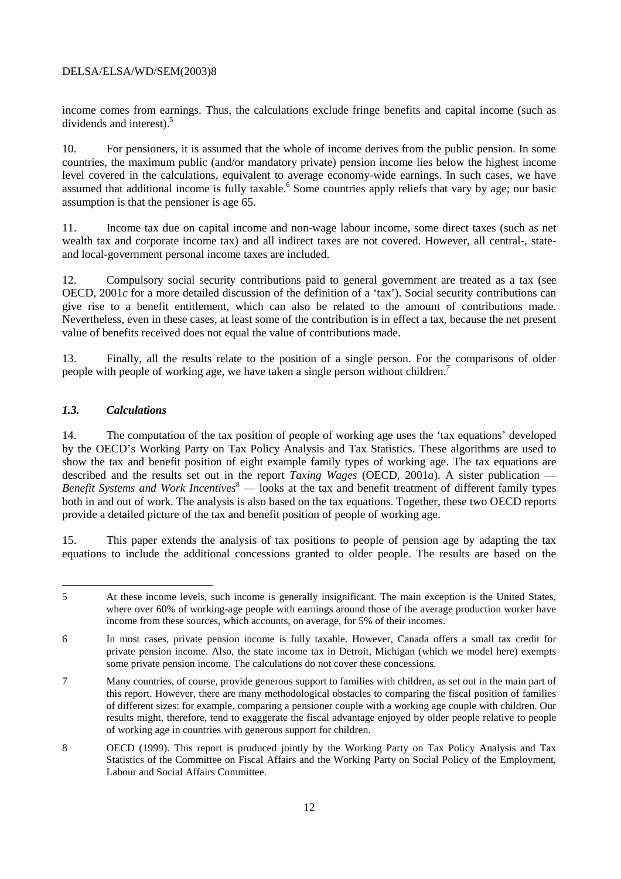income comes from earnings. Thus, the calculations exclude fringe benefits and capital income (such as dividends and interest).[5]

10. For pensioners, it is assumed that the whole of income derives from the public pension. In some countries, the maximum public (and/or mandatory private) pension income lies below the highest income level covered in the calculations, equivalent to average economy-wide earnings. In such cases, we have assumed that additional income is fully taxable.[6] Some countries apply reliefs that vary by age; our basic assumption is that the pensioner is age 65.

11. Income tax due on capital income and non-wage labour income, some direct taxes (such as net wealth tax and corporate income tax) and all indirect taxes are not covered. However, all central-, state- and local-government personal income taxes are included.

12. Compulsory social security contributions paid to general government are treated as a tax (see OECD, 2001*c* for a more detailed discussion of the definition of a 'tax'). Social security contributions can give rise to a benefit entitlement, which can also be related to the amount of contributions made. Nevertheless, even in these cases, at least some of the contribution is in effect a tax, because the net present value of benefits received does not equal the value of contributions made.

13. Finally, all the results relate to the position of a single person. For the comparisons of older people with people of working age, we have taken a single person without children.[7]

### *1.3. Calculations*

14. The computation of the tax position of people of working age uses the 'tax equations' developed by the OECD's Working Party on Tax Policy Analysis and Tax Statistics. These algorithms are used to show the tax and benefit position of eight example family types of working age. The tax equations are described and the results set out in the report *Taxing Wages* (OECD, 2001*a*). A sister publication — *Benefit Systems and Work Incentives*[8] — looks at the tax and benefit treatment of different family types both in and out of work. The analysis is also based on the tax equations. Together, these two OECD reports provide a detailed picture of the tax and benefit position of people of working age.

15. This paper extends the analysis of tax positions to people of pension age by adapting the tax equations to include the additional concessions granted to older people. The results are based on the

---

5 At these income levels, such income is generally insignificant. The main exception is the United States, where over 60% of working-age people with earnings around those of the average production worker have income from these sources, which accounts, on average, for 5% of their incomes.

6 In most cases, private pension income is fully taxable. However, Canada offers a small tax credit for private pension income. Also, the state income tax in Detroit, Michigan (which we model here) exempts some private pension income. The calculations do not cover these concessions.

7 Many countries, of course, provide generous support to families with children, as set out in the main part of this report. However, there are many methodological obstacles to comparing the fiscal position of families of different sizes: for example, comparing a pensioner couple with a working age couple with children. Our results might, therefore, tend to exaggerate the fiscal advantage enjoyed by older people relative to people of working age in countries with generous support for children.

8 OECD (1999). This report is produced jointly by the Working Party on Tax Policy Analysis and Tax Statistics of the Committee on Fiscal Affairs and the Working Party on Social Policy of the Employment, Labour and Social Affairs Committee.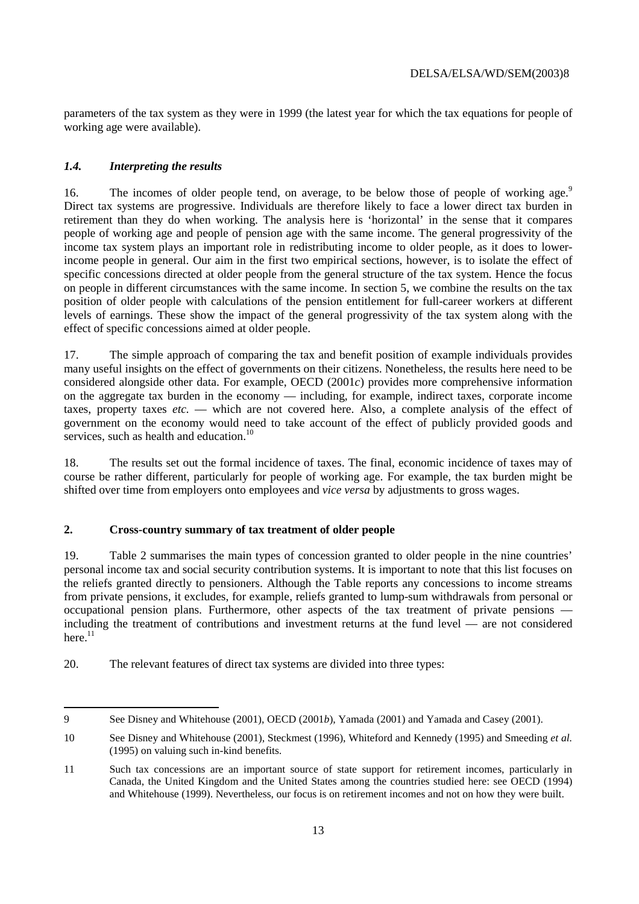parameters of the tax system as they were in 1999 (the latest year for which the tax equations for people of working age were available).

### *1.4. Interpreting the results*

16. The incomes of older people tend, on average, to be below those of people of working age.[9] Direct tax systems are progressive. Individuals are therefore likely to face a lower direct tax burden in retirement than they do when working. The analysis here is 'horizontal' in the sense that it compares people of working age and people of pension age with the same income. The general progressivity of the income tax system plays an important role in redistributing income to older people, as it does to lower-income people in general. Our aim in the first two empirical sections, however, is to isolate the effect of specific concessions directed at older people from the general structure of the tax system. Hence the focus on people in different circumstances with the same income. In section 5, we combine the results on the tax position of older people with calculations of the pension entitlement for full-career workers at different levels of earnings. These show the impact of the general progressivity of the tax system along with the effect of specific concessions aimed at older people.

17. The simple approach of comparing the tax and benefit position of example individuals provides many useful insights on the effect of governments on their citizens. Nonetheless, the results here need to be considered alongside other data. For example, OECD (2001*c*) provides more comprehensive information on the aggregate tax burden in the economy — including, for example, indirect taxes, corporate income taxes, property taxes *etc.* — which are not covered here. Also, a complete analysis of the effect of government on the economy would need to take account of the effect of publicly provided goods and services, such as health and education.[10]

18. The results set out the formal incidence of taxes. The final, economic incidence of taxes may of course be rather different, particularly for people of working age. For example, the tax burden might be shifted over time from employers onto employees and *vice versa* by adjustments to gross wages.

## 2. Cross-country summary of tax treatment of older people

19. Table 2 summarises the main types of concession granted to older people in the nine countries' personal income tax and social security contribution systems. It is important to note that this list focuses on the reliefs granted directly to pensioners. Although the Table reports any concessions to income streams from private pensions, it excludes, for example, reliefs granted to lump-sum withdrawals from personal or occupational pension plans. Furthermore, other aspects of the tax treatment of private pensions — including the treatment of contributions and investment returns at the fund level — are not considered here.[11]

20. The relevant features of direct tax systems are divided into three types:

---

9 See Disney and Whitehouse (2001), OECD (2001*b*), Yamada (2001) and Yamada and Casey (2001).

10 See Disney and Whitehouse (2001), Steckmest (1996), Whiteford and Kennedy (1995) and Smeeding *et al.* (1995) on valuing such in-kind benefits.

11 Such tax concessions are an important source of state support for retirement incomes, particularly in Canada, the United Kingdom and the United States among the countries studied here: see OECD (1994) and Whitehouse (1999). Nevertheless, our focus is on retirement incomes and not on how they were built.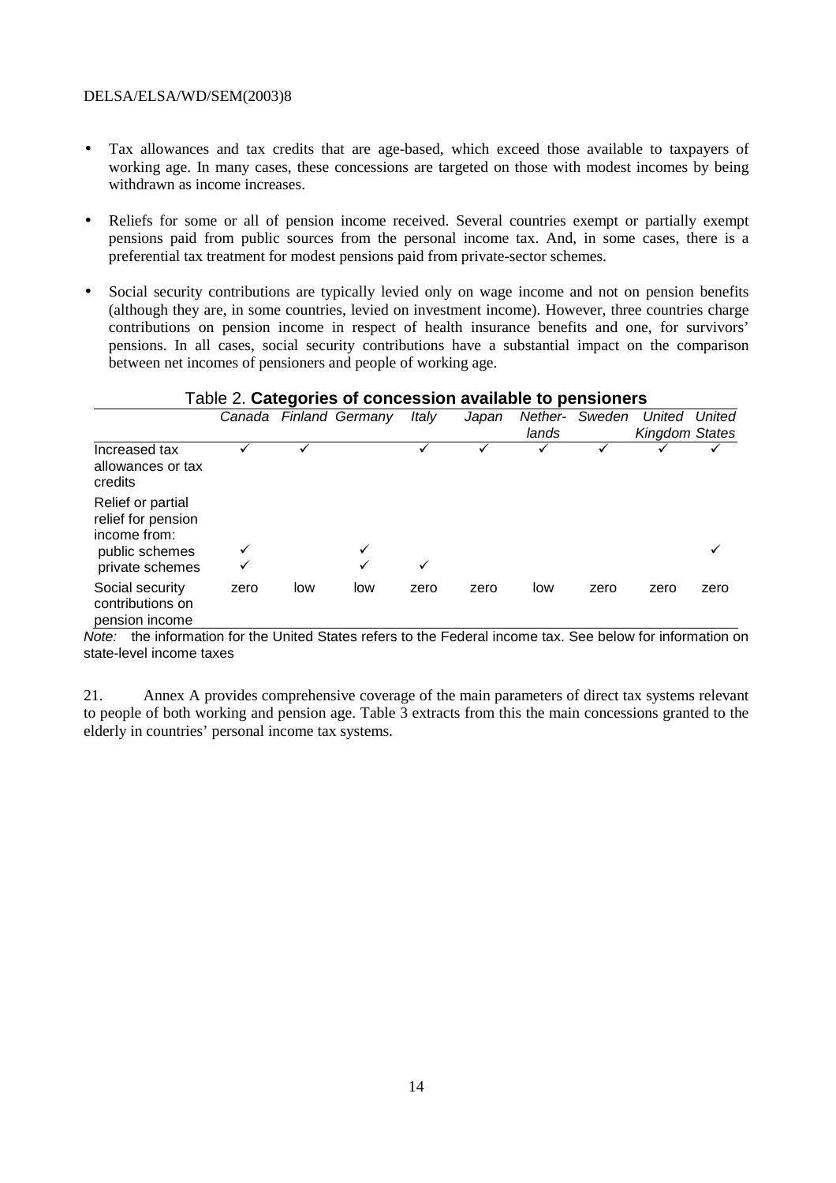- Tax allowances and tax credits that are age-based, which exceed those available to taxpayers of working age. In many cases, these concessions are targeted on those with modest incomes by being withdrawn as income increases.

- Reliefs for some or all of pension income received. Several countries exempt or partially exempt pensions paid from public sources from the personal income tax. And, in some cases, there is a preferential tax treatment for modest pensions paid from private-sector schemes.

- Social security contributions are typically levied only on wage income and not on pension benefits (although they are, in some countries, levied on investment income). However, three countries charge contributions on pension income in respect of health insurance benefits and one, for survivors' pensions. In all cases, social security contributions have a substantial impact on the comparison between net incomes of pensioners and people of working age.

Table 2. **Categories of concession available to pensioners**

| | *Canada* | *Finland* | *Germany* | *Italy* | *Japan* | *Netherlands* | *Sweden* | *United Kingdom* | *United States* |
|---|---|---|---|---|---|---|---|---|---|
| Increased tax allowances or tax credits | ✓ | ✓ | | ✓ | ✓ | ✓ | ✓ | ✓ | ✓ |
| Relief or partial relief for pension income from: | | | | | | | | | |
| public schemes | ✓ | | ✓ | | | | | | ✓ |
| private schemes | ✓ | | ✓ | ✓ | | | | | |
| Social security contributions on pension income | zero | low | low | zero | zero | low | zero | zero | zero |

*Note:* the information for the United States refers to the Federal income tax. See below for information on state-level income taxes

21. Annex A provides comprehensive coverage of the main parameters of direct tax systems relevant to people of both working and pension age. Table 3 extracts from this the main concessions granted to the elderly in countries' personal income tax systems.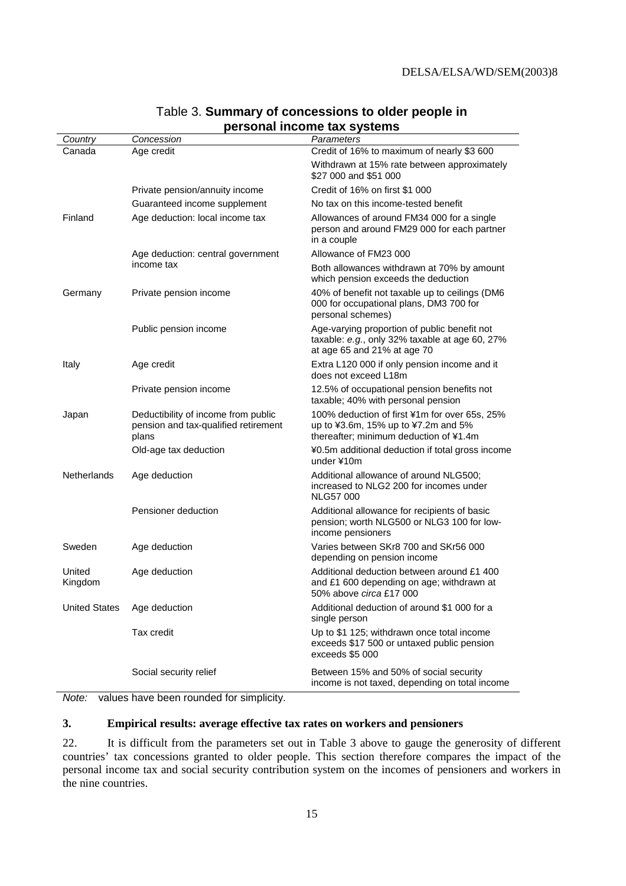Table 3. **Summary of concessions to older people in personal income tax systems**

| *Country* | *Concession* | *Parameters* |
|---|---|---|
| Canada | Age credit | Credit of 16% to maximum of nearly $3 600 |
| | | Withdrawn at 15% rate between approximately $27 000 and $51 000 |
| | Private pension/annuity income | Credit of 16% on first $1 000 |
| | Guaranteed income supplement | No tax on this income-tested benefit |
| Finland | Age deduction: local income tax | Allowances of around FM34 000 for a single person and around FM29 000 for each partner in a couple |
| | Age deduction: central government income tax | Allowance of FM23 000 |
| | | Both allowances withdrawn at 70% by amount which pension exceeds the deduction |
| Germany | Private pension income | 40% of benefit not taxable up to ceilings (DM6 000 for occupational plans, DM3 700 for personal schemes) |
| | Public pension income | Age-varying proportion of public benefit not taxable: *e.g.*, only 32% taxable at age 60, 27% at age 65 and 21% at age 70 |
| Italy | Age credit | Extra L120 000 if only pension income and it does not exceed L18m |
| | Private pension income | 12.5% of occupational pension benefits not taxable; 40% with personal pension |
| Japan | Deductibility of income from public pension and tax-qualified retirement plans | 100% deduction of first ¥1m for over 65s, 25% up to ¥3.6m, 15% up to ¥7.2m and 5% thereafter; minimum deduction of ¥1.4m |
| | Old-age tax deduction | ¥0.5m additional deduction if total gross income under ¥10m |
| Netherlands | Age deduction | Additional allowance of around NLG500; increased to NLG2 200 for incomes under NLG57 000 |
| | Pensioner deduction | Additional allowance for recipients of basic pension; worth NLG500 or NLG3 100 for low-income pensioners |
| Sweden | Age deduction | Varies between SKr8 700 and SKr56 000 depending on pension income |
| United Kingdom | Age deduction | Additional deduction between around £1 400 and £1 600 depending on age; withdrawn at 50% above *circa* £17 000 |
| United States | Age deduction | Additional deduction of around $1 000 for a single person |
| | Tax credit | Up to $1 125; withdrawn once total income exceeds $17 500 or untaxed public pension exceeds $5 000 |
| | Social security relief | Between 15% and 50% of social security income is not taxed, depending on total income |

*Note:* values have been rounded for simplicity.

### 3. Empirical results: average effective tax rates on workers and pensioners

22. It is difficult from the parameters set out in Table 3 above to gauge the generosity of different countries' tax concessions granted to older people. This section therefore compares the impact of the personal income tax and social security contribution system on the incomes of pensioners and workers in the nine countries.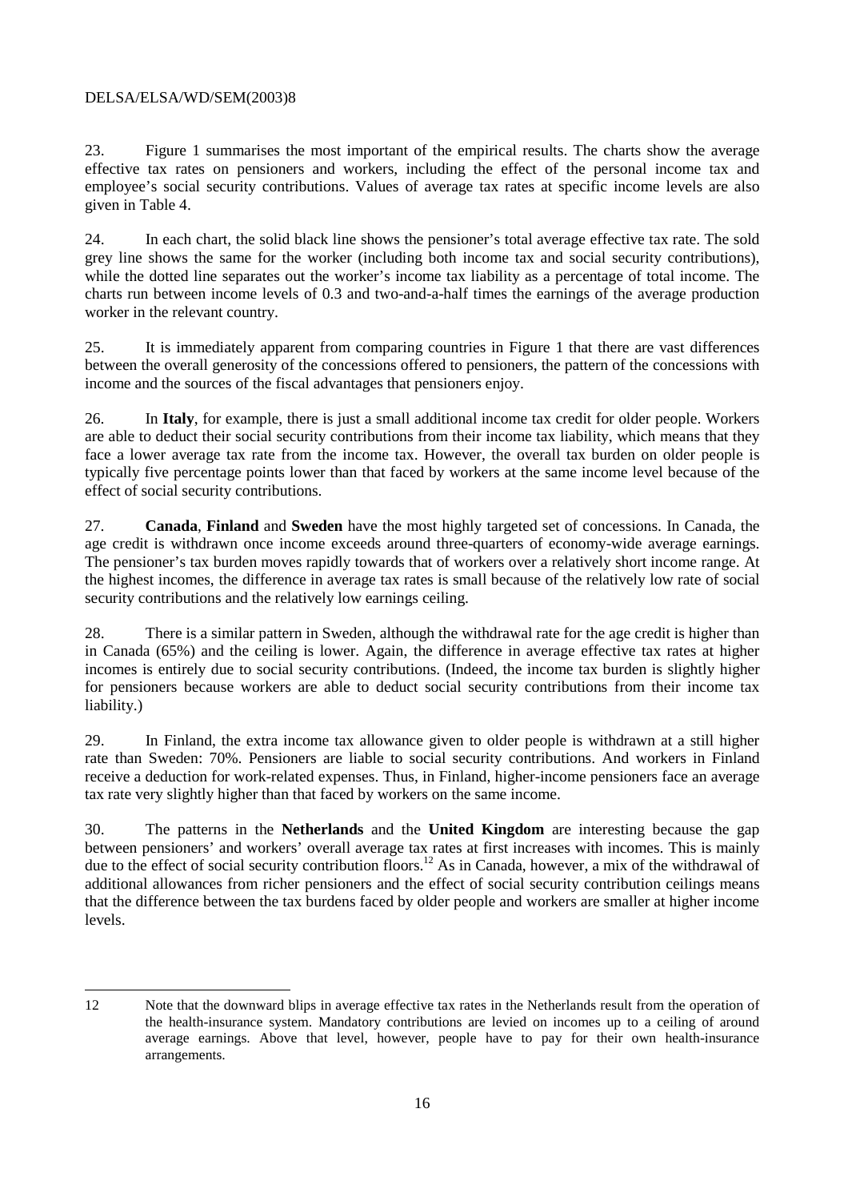23. Figure 1 summarises the most important of the empirical results. The charts show the average effective tax rates on pensioners and workers, including the effect of the personal income tax and employee's social security contributions. Values of average tax rates at specific income levels are also given in Table 4.

24. In each chart, the solid black line shows the pensioner's total average effective tax rate. The sold grey line shows the same for the worker (including both income tax and social security contributions), while the dotted line separates out the worker's income tax liability as a percentage of total income. The charts run between income levels of 0.3 and two-and-a-half times the earnings of the average production worker in the relevant country.

25. It is immediately apparent from comparing countries in Figure 1 that there are vast differences between the overall generosity of the concessions offered to pensioners, the pattern of the concessions with income and the sources of the fiscal advantages that pensioners enjoy.

26. In **Italy**, for example, there is just a small additional income tax credit for older people. Workers are able to deduct their social security contributions from their income tax liability, which means that they face a lower average tax rate from the income tax. However, the overall tax burden on older people is typically five percentage points lower than that faced by workers at the same income level because of the effect of social security contributions.

27. **Canada**, **Finland** and **Sweden** have the most highly targeted set of concessions. In Canada, the age credit is withdrawn once income exceeds around three-quarters of economy-wide average earnings. The pensioner's tax burden moves rapidly towards that of workers over a relatively short income range. At the highest incomes, the difference in average tax rates is small because of the relatively low rate of social security contributions and the relatively low earnings ceiling.

28. There is a similar pattern in Sweden, although the withdrawal rate for the age credit is higher than in Canada (65%) and the ceiling is lower. Again, the difference in average effective tax rates at higher incomes is entirely due to social security contributions. (Indeed, the income tax burden is slightly higher for pensioners because workers are able to deduct social security contributions from their income tax liability.)

29. In Finland, the extra income tax allowance given to older people is withdrawn at a still higher rate than Sweden: 70%. Pensioners are liable to social security contributions. And workers in Finland receive a deduction for work-related expenses. Thus, in Finland, higher-income pensioners face an average tax rate very slightly higher than that faced by workers on the same income.

30. The patterns in the **Netherlands** and the **United Kingdom** are interesting because the gap between pensioners' and workers' overall average tax rates at first increases with incomes. This is mainly due to the effect of social security contribution floors.[12] As in Canada, however, a mix of the withdrawal of additional allowances from richer pensioners and the effect of social security contribution ceilings means that the difference between the tax burdens faced by older people and workers are smaller at higher income levels.

---

12 Note that the downward blips in average effective tax rates in the Netherlands result from the operation of the health-insurance system. Mandatory contributions are levied on incomes up to a ceiling of around average earnings. Above that level, however, people have to pay for their own health-insurance arrangements.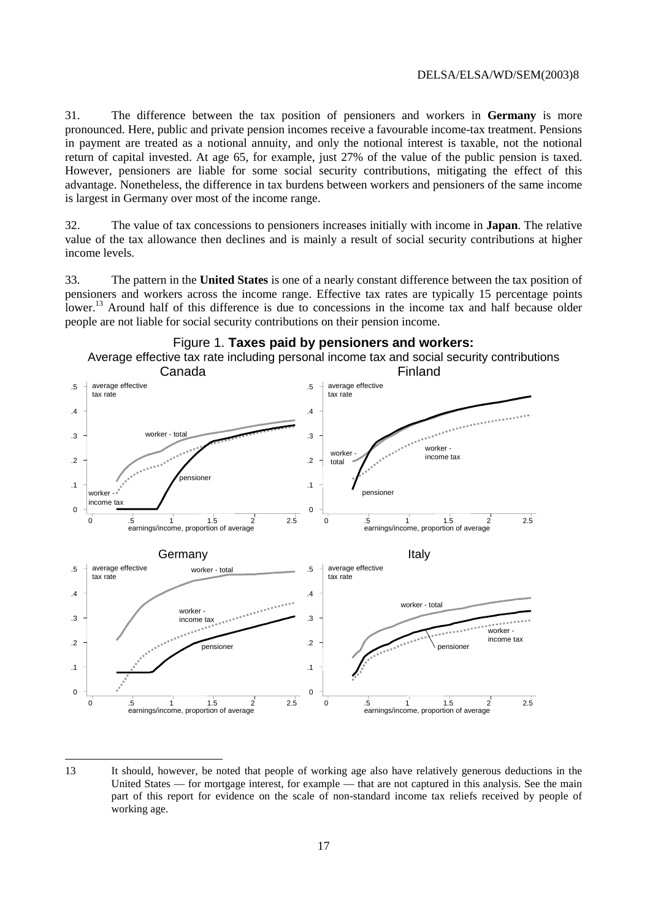31. The difference between the tax position of pensioners and workers in **Germany** is more pronounced. Here, public and private pension incomes receive a favourable income-tax treatment. Pensions in payment are treated as a notional annuity, and only the notional interest is taxable, not the notional return of capital invested. At age 65, for example, just 27% of the value of the public pension is taxed. However, pensioners are liable for some social security contributions, mitigating the effect of this advantage. Nonetheless, the difference in tax burdens between workers and pensioners of the same income is largest in Germany over most of the income range.

32. The value of tax concessions to pensioners increases initially with income in **Japan**. The relative value of the tax allowance then declines and is mainly a result of social security contributions at higher income levels.

33. The pattern in the **United States** is one of a nearly constant difference between the tax position of pensioners and workers across the income range. Effective tax rates are typically 15 percentage points lower.[13] Around half of this difference is due to concessions in the income tax and half because older people are not liable for social security contributions on their pension income.

Figure 1. **Taxes paid by pensioners and workers:**
Average effective tax rate including personal income tax and social security contributions

Canada | Finland | Germany | Italy

(Charts: average effective tax rate vs. earnings/income, proportion of average; series: worker - total, worker - income tax, pensioner)

---

13 It should, however, be noted that people of working age also have relatively generous deductions in the United States — for mortgage interest, for example — that are not captured in this analysis. See the main part of this report for evidence on the scale of non-standard income tax reliefs received by people of working age.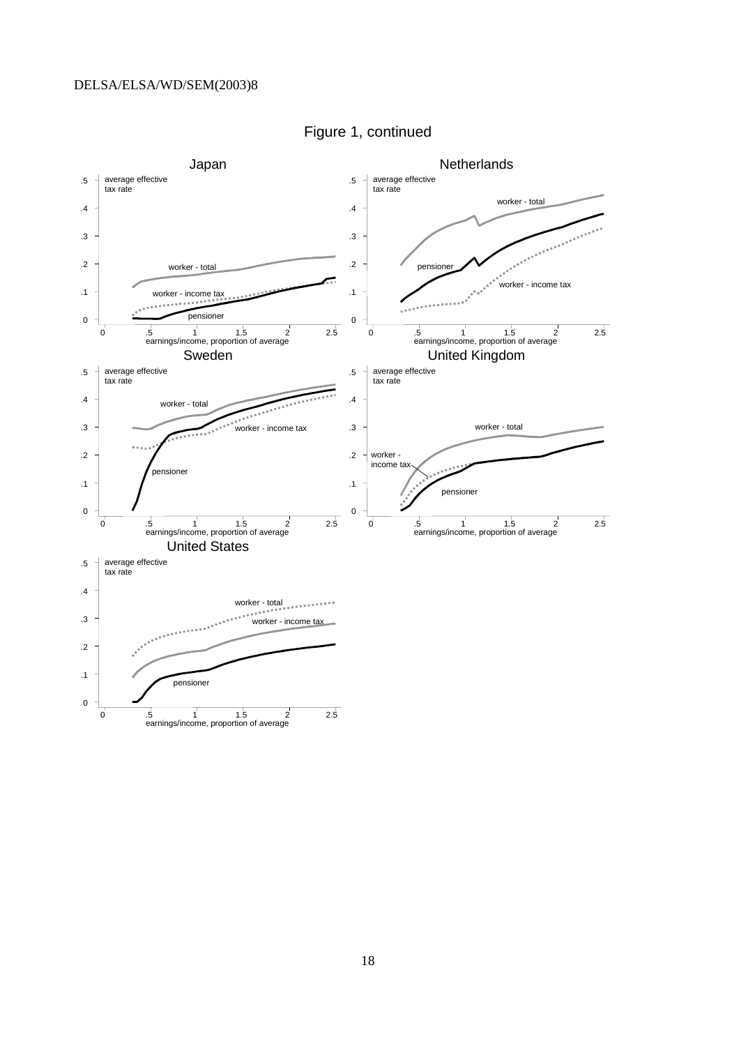Figure 1, continued

Japan

average effective tax rate

worker - total

worker - income tax

pensioner

earnings/income, proportion of average

Netherlands

average effective tax rate

worker - total

pensioner

worker - income tax

earnings/income, proportion of average

Sweden

average effective tax rate

worker - total

worker - income tax

pensioner

earnings/income, proportion of average

United Kingdom

average effective tax rate

worker - total

worker - income tax

pensioner

earnings/income, proportion of average

United States

average effective tax rate

worker - total

worker - income tax

pensioner

earnings/income, proportion of average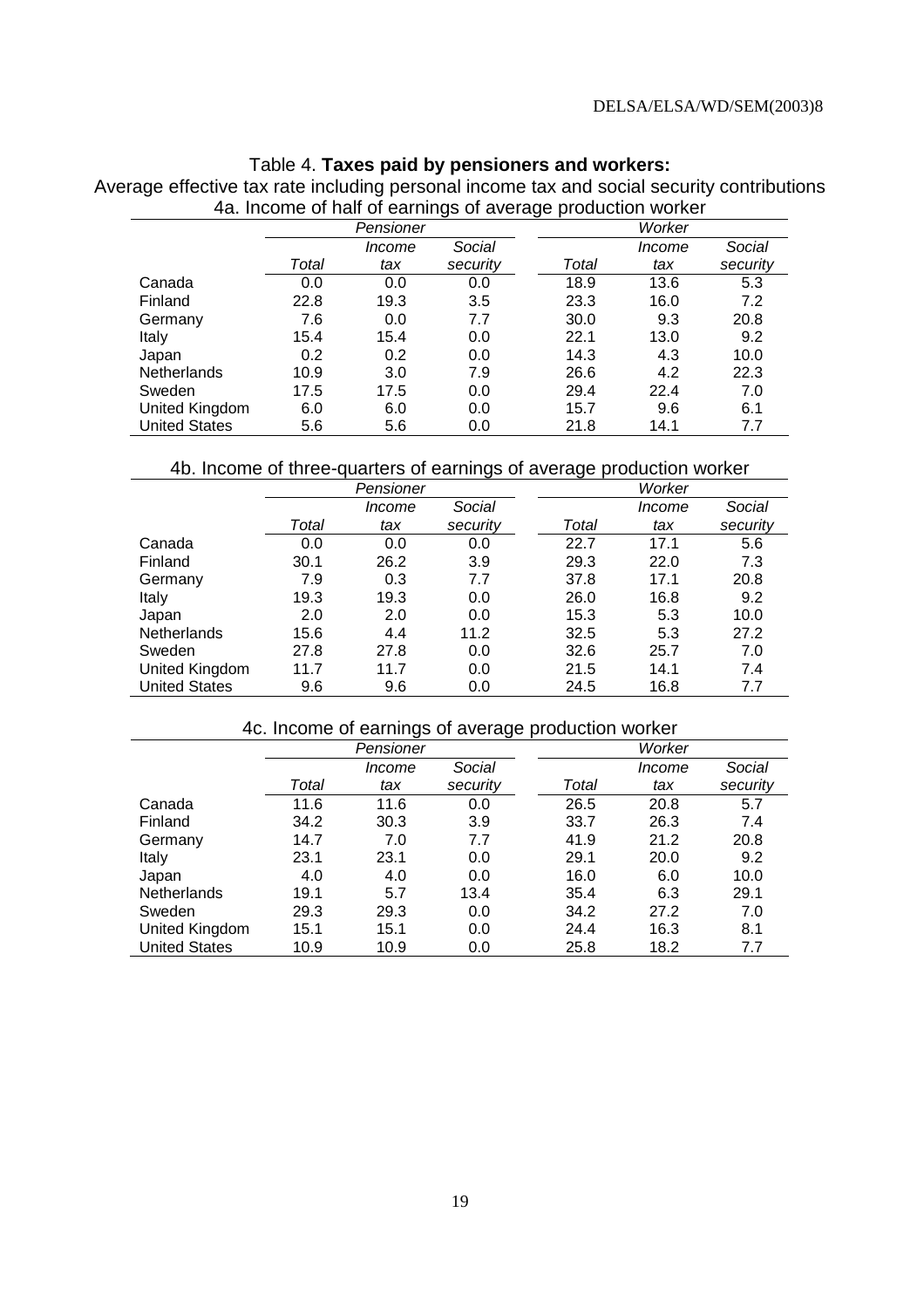Table 4. **Taxes paid by pensioners and workers:**

Average effective tax rate including personal income tax and social security contributions

4a. Income of half of earnings of average production worker

| | *Pensioner* | | | *Worker* | | |
|---|---|---|---|---|---|---|
| | *Total* | *Income tax* | *Social security* | *Total* | *Income tax* | *Social security* |
| Canada | 0.0 | 0.0 | 0.0 | 18.9 | 13.6 | 5.3 |
| Finland | 22.8 | 19.3 | 3.5 | 23.3 | 16.0 | 7.2 |
| Germany | 7.6 | 0.0 | 7.7 | 30.0 | 9.3 | 20.8 |
| Italy | 15.4 | 15.4 | 0.0 | 22.1 | 13.0 | 9.2 |
| Japan | 0.2 | 0.2 | 0.0 | 14.3 | 4.3 | 10.0 |
| Netherlands | 10.9 | 3.0 | 7.9 | 26.6 | 4.2 | 22.3 |
| Sweden | 17.5 | 17.5 | 0.0 | 29.4 | 22.4 | 7.0 |
| United Kingdom | 6.0 | 6.0 | 0.0 | 15.7 | 9.6 | 6.1 |
| United States | 5.6 | 5.6 | 0.0 | 21.8 | 14.1 | 7.7 |

4b. Income of three-quarters of earnings of average production worker

| | *Pensioner* | | | *Worker* | | |
|---|---|---|---|---|---|---|
| | *Total* | *Income tax* | *Social security* | *Total* | *Income tax* | *Social security* |
| Canada | 0.0 | 0.0 | 0.0 | 22.7 | 17.1 | 5.6 |
| Finland | 30.1 | 26.2 | 3.9 | 29.3 | 22.0 | 7.3 |
| Germany | 7.9 | 0.3 | 7.7 | 37.8 | 17.1 | 20.8 |
| Italy | 19.3 | 19.3 | 0.0 | 26.0 | 16.8 | 9.2 |
| Japan | 2.0 | 2.0 | 0.0 | 15.3 | 5.3 | 10.0 |
| Netherlands | 15.6 | 4.4 | 11.2 | 32.5 | 5.3 | 27.2 |
| Sweden | 27.8 | 27.8 | 0.0 | 32.6 | 25.7 | 7.0 |
| United Kingdom | 11.7 | 11.7 | 0.0 | 21.5 | 14.1 | 7.4 |
| United States | 9.6 | 9.6 | 0.0 | 24.5 | 16.8 | 7.7 |

4c. Income of earnings of average production worker

| | *Pensioner* | | | *Worker* | | |
|---|---|---|---|---|---|---|
| | *Total* | *Income tax* | *Social security* | *Total* | *Income tax* | *Social security* |
| Canada | 11.6 | 11.6 | 0.0 | 26.5 | 20.8 | 5.7 |
| Finland | 34.2 | 30.3 | 3.9 | 33.7 | 26.3 | 7.4 |
| Germany | 14.7 | 7.0 | 7.7 | 41.9 | 21.2 | 20.8 |
| Italy | 23.1 | 23.1 | 0.0 | 29.1 | 20.0 | 9.2 |
| Japan | 4.0 | 4.0 | 0.0 | 16.0 | 6.0 | 10.0 |
| Netherlands | 19.1 | 5.7 | 13.4 | 35.4 | 6.3 | 29.1 |
| Sweden | 29.3 | 29.3 | 0.0 | 34.2 | 27.2 | 7.0 |
| United Kingdom | 15.1 | 15.1 | 0.0 | 24.4 | 16.3 | 8.1 |
| United States | 10.9 | 10.9 | 0.0 | 25.8 | 18.2 | 7.7 |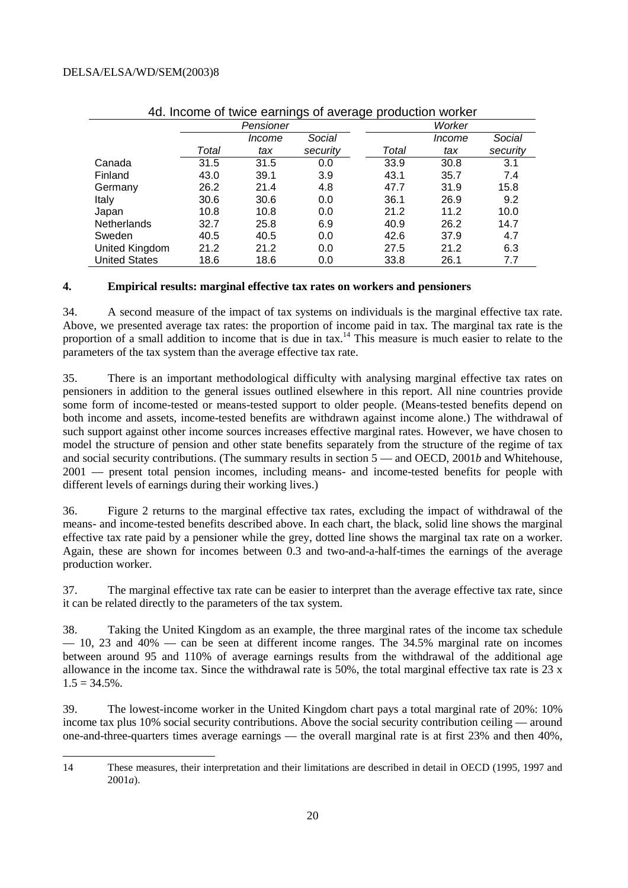4d. Income of twice earnings of average production worker

| | Pensioner | | | Worker | | |
|---|---|---|---|---|---|---|
| | *Total* | *Income tax* | *Social security* | *Total* | *Income tax* | *Social security* |
| Canada | 31.5 | 31.5 | 0.0 | 33.9 | 30.8 | 3.1 |
| Finland | 43.0 | 39.1 | 3.9 | 43.1 | 35.7 | 7.4 |
| Germany | 26.2 | 21.4 | 4.8 | 47.7 | 31.9 | 15.8 |
| Italy | 30.6 | 30.6 | 0.0 | 36.1 | 26.9 | 9.2 |
| Japan | 10.8 | 10.8 | 0.0 | 21.2 | 11.2 | 10.0 |
| Netherlands | 32.7 | 25.8 | 6.9 | 40.9 | 26.2 | 14.7 |
| Sweden | 40.5 | 40.5 | 0.0 | 42.6 | 37.9 | 4.7 |
| United Kingdom | 21.2 | 21.2 | 0.0 | 27.5 | 21.2 | 6.3 |
| United States | 18.6 | 18.6 | 0.0 | 33.8 | 26.1 | 7.7 |

## 4. Empirical results: marginal effective tax rates on workers and pensioners

34. A second measure of the impact of tax systems on individuals is the marginal effective tax rate. Above, we presented average tax rates: the proportion of income paid in tax. The marginal tax rate is the proportion of a small addition to income that is due in tax.[14] This measure is much easier to relate to the parameters of the tax system than the average effective tax rate.

35. There is an important methodological difficulty with analysing marginal effective tax rates on pensioners in addition to the general issues outlined elsewhere in this report. All nine countries provide some form of income-tested or means-tested support to older people. (Means-tested benefits depend on both income and assets, income-tested benefits are withdrawn against income alone.) The withdrawal of such support against other income sources increases effective marginal rates. However, we have chosen to model the structure of pension and other state benefits separately from the structure of the regime of tax and social security contributions. (The summary results in section 5 — and OECD, 2001*b* and Whitehouse, 2001 — present total pension incomes, including means- and income-tested benefits for people with different levels of earnings during their working lives.)

36. Figure 2 returns to the marginal effective tax rates, excluding the impact of withdrawal of the means- and income-tested benefits described above. In each chart, the black, solid line shows the marginal effective tax rate paid by a pensioner while the grey, dotted line shows the marginal tax rate on a worker. Again, these are shown for incomes between 0.3 and two-and-a-half-times the earnings of the average production worker.

37. The marginal effective tax rate can be easier to interpret than the average effective tax rate, since it can be related directly to the parameters of the tax system.

38. Taking the United Kingdom as an example, the three marginal rates of the income tax schedule — 10, 23 and 40% — can be seen at different income ranges. The 34.5% marginal rate on incomes between around 95 and 110% of average earnings results from the withdrawal of the additional age allowance in the income tax. Since the withdrawal rate is 50%, the total marginal effective tax rate is 23 x 1.5 = 34.5%.

39. The lowest-income worker in the United Kingdom chart pays a total marginal rate of 20%: 10% income tax plus 10% social security contributions. Above the social security contribution ceiling — around one-and-three-quarters times average earnings — the overall marginal rate is at first 23% and then 40%,

14 These measures, their interpretation and their limitations are described in detail in OECD (1995, 1997 and 2001*a*).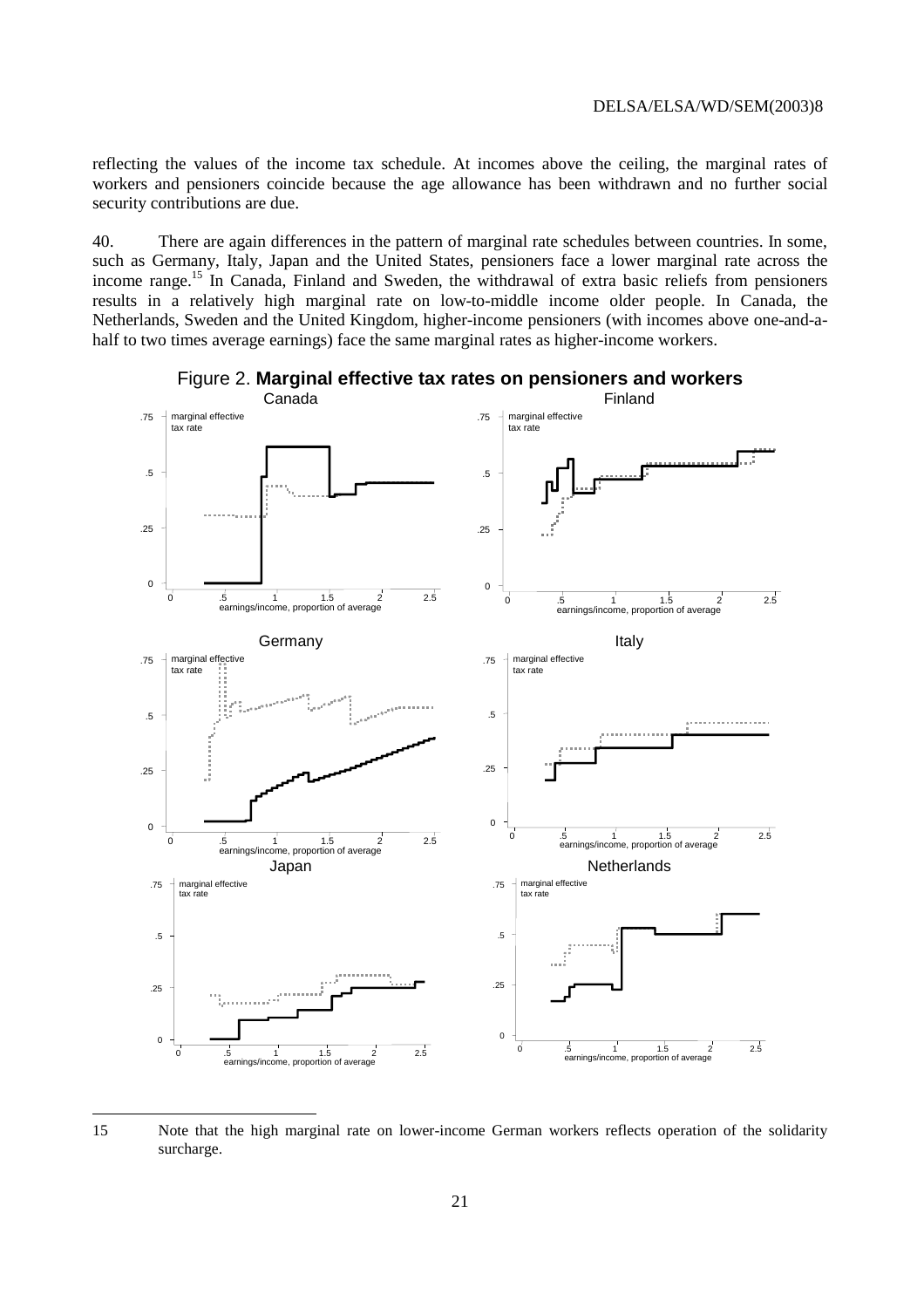reflecting the values of the income tax schedule. At incomes above the ceiling, the marginal rates of workers and pensioners coincide because the age allowance has been withdrawn and no further social security contributions are due.

40. There are again differences in the pattern of marginal rate schedules between countries. In some, such as Germany, Italy, Japan and the United States, pensioners face a lower marginal rate across the income range.[15] In Canada, Finland and Sweden, the withdrawal of extra basic reliefs from pensioners results in a relatively high marginal rate on low-to-middle income older people. In Canada, the Netherlands, Sweden and the United Kingdom, higher-income pensioners (with incomes above one-and-a-half to two times average earnings) face the same marginal rates as higher-income workers.

Figure 2. **Marginal effective tax rates on pensioners and workers**

Canada | Finland | Germany | Italy | Japan | Netherlands

(Each panel: y-axis "marginal effective tax rate" from 0 to .75; x-axis "earnings/income, proportion of average" from 0 to 2.5)

15 Note that the high marginal rate on lower-income German workers reflects operation of the solidarity surcharge.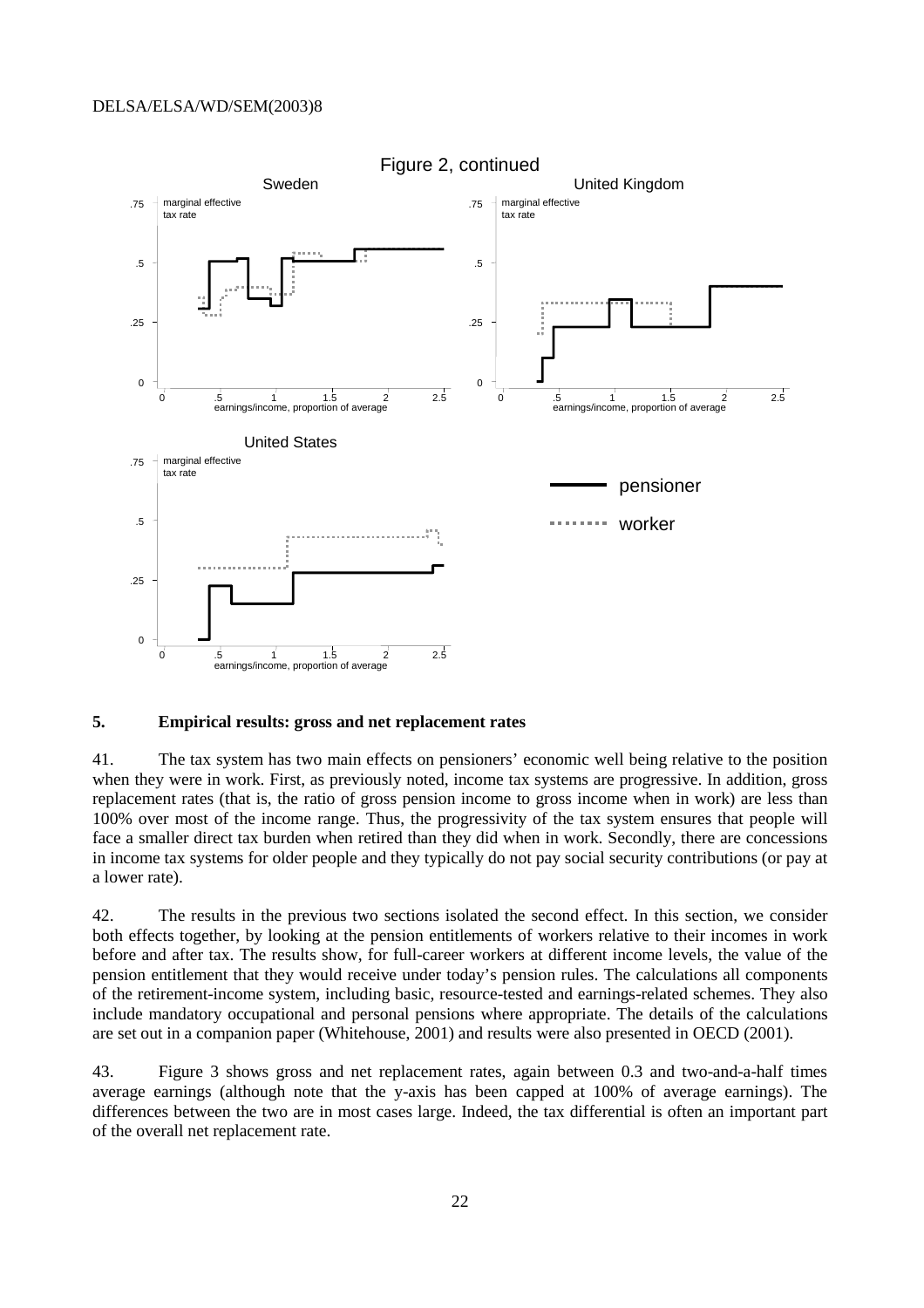Figure 2, continued

## 5. Empirical results: gross and net replacement rates

41. The tax system has two main effects on pensioners' economic well being relative to the position when they were in work. First, as previously noted, income tax systems are progressive. In addition, gross replacement rates (that is, the ratio of gross pension income to gross income when in work) are less than 100% over most of the income range. Thus, the progressivity of the tax system ensures that people will face a smaller direct tax burden when retired than they did when in work. Secondly, there are concessions in income tax systems for older people and they typically do not pay social security contributions (or pay at a lower rate).

42. The results in the previous two sections isolated the second effect. In this section, we consider both effects together, by looking at the pension entitlements of workers relative to their incomes in work before and after tax. The results show, for full-career workers at different income levels, the value of the pension entitlement that they would receive under today's pension rules. The calculations all components of the retirement-income system, including basic, resource-tested and earnings-related schemes. They also include mandatory occupational and personal pensions where appropriate. The details of the calculations are set out in a companion paper (Whitehouse, 2001) and results were also presented in OECD (2001).

43. Figure 3 shows gross and net replacement rates, again between 0.3 and two-and-a-half times average earnings (although note that the y-axis has been capped at 100% of average earnings). The differences between the two are in most cases large. Indeed, the tax differential is often an important part of the overall net replacement rate.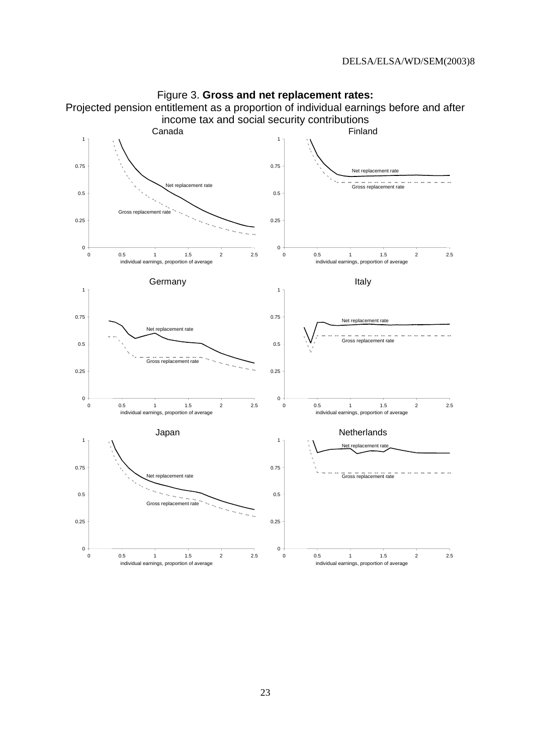Figure 3. **Gross and net replacement rates:**
Projected pension entitlement as a proportion of individual earnings before and after income tax and social security contributions

Canada

Finland

Germany

Italy

Japan

Netherlands

Net replacement rate

Gross replacement rate

individual earnings, proportion of average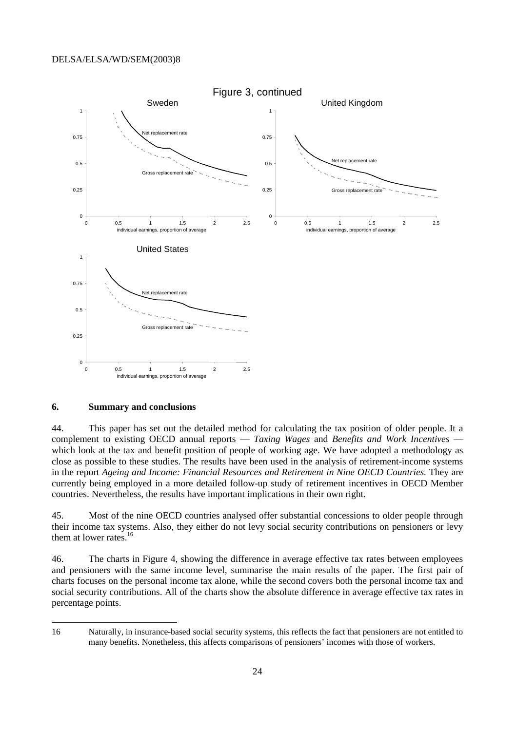Figure 3, continued

Sweden

Net replacement rate

Gross replacement rate

individual earnings, proportion of average

United Kingdom

Net replacement rate

Gross replacement rate

individual earnings, proportion of average

United States

Net replacement rate

Gross replacement rate

individual earnings, proportion of average

## 6. Summary and conclusions

44. This paper has set out the detailed method for calculating the tax position of older people. It a complement to existing OECD annual reports — *Taxing Wages* and *Benefits and Work Incentives* — which look at the tax and benefit position of people of working age. We have adopted a methodology as close as possible to these studies. The results have been used in the analysis of retirement-income systems in the report *Ageing and Income: Financial Resources and Retirement in Nine OECD Countries.* They are currently being employed in a more detailed follow-up study of retirement incentives in OECD Member countries. Nevertheless, the results have important implications in their own right.

45. Most of the nine OECD countries analysed offer substantial concessions to older people through their income tax systems. Also, they either do not levy social security contributions on pensioners or levy them at lower rates.[16]

46. The charts in Figure 4, showing the difference in average effective tax rates between employees and pensioners with the same income level, summarise the main results of the paper. The first pair of charts focuses on the personal income tax alone, while the second covers both the personal income tax and social security contributions. All of the charts show the absolute difference in average effective tax rates in percentage points.

---

16 Naturally, in insurance-based social security systems, this reflects the fact that pensioners are not entitled to many benefits. Nonetheless, this affects comparisons of pensioners' incomes with those of workers.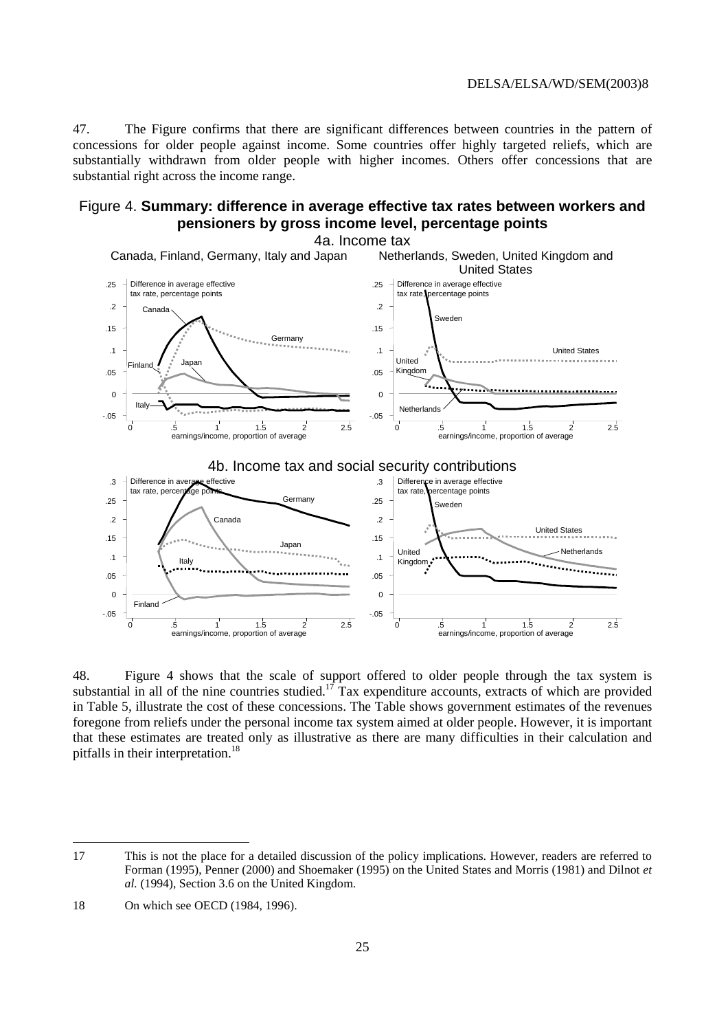47. The Figure confirms that there are significant differences between countries in the pattern of concessions for older people against income. Some countries offer highly targeted reliefs, which are substantially withdrawn from older people with higher incomes. Others offer concessions that are substantial right across the income range.

Figure 4. **Summary: difference in average effective tax rates between workers and pensioners by gross income level, percentage points**

4a. Income tax

Canada, Finland, Germany, Italy and Japan — Netherlands, Sweden, United Kingdom and United States

4b. Income tax and social security contributions

48. Figure 4 shows that the scale of support offered to older people through the tax system is substantial in all of the nine countries studied.[17] Tax expenditure accounts, extracts of which are provided in Table 5, illustrate the cost of these concessions. The Table shows government estimates of the revenues foregone from reliefs under the personal income tax system aimed at older people. However, it is important that these estimates are treated only as illustrative as there are many difficulties in their calculation and pitfalls in their interpretation.[18]

---

17 This is not the place for a detailed discussion of the policy implications. However, readers are referred to Forman (1995), Penner (2000) and Shoemaker (1995) on the United States and Morris (1981) and Dilnot *et al.* (1994), Section 3.6 on the United Kingdom.

18 On which see OECD (1984, 1996).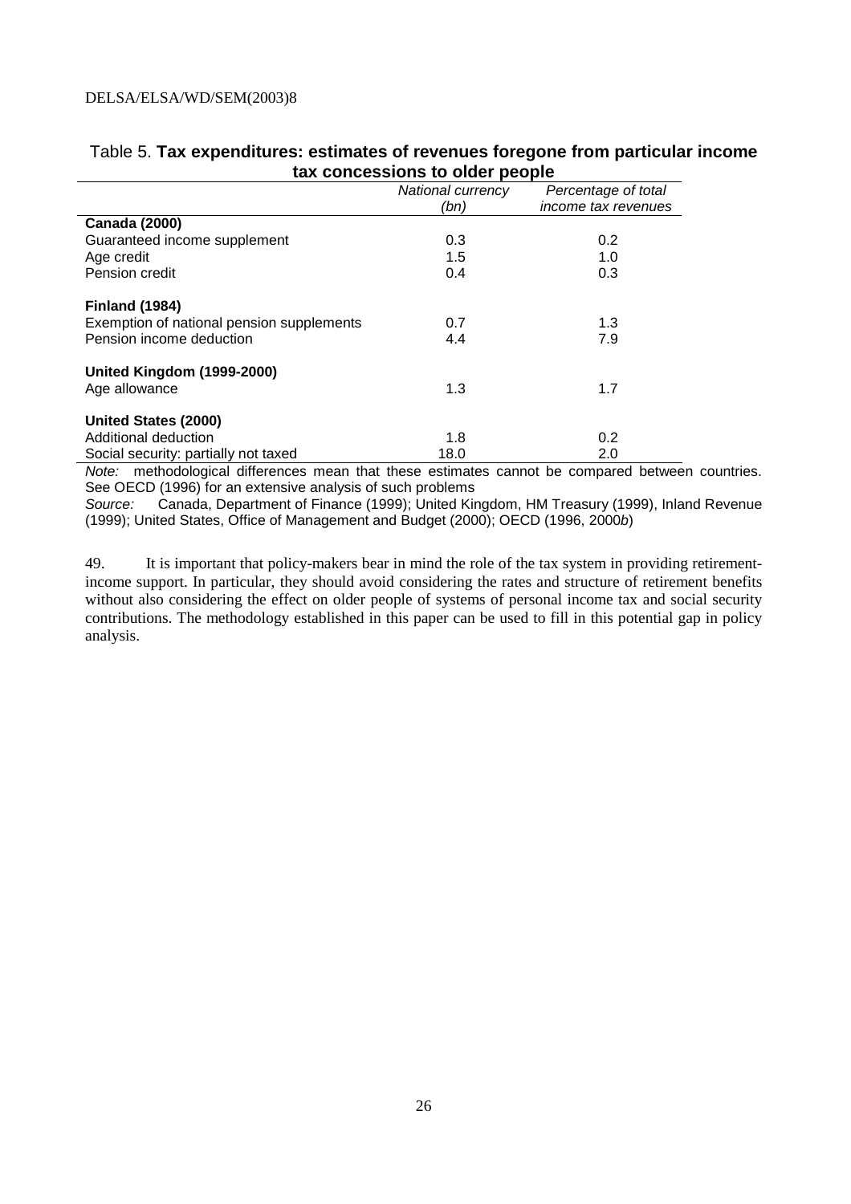Table 5. **Tax expenditures: estimates of revenues foregone from particular income tax concessions to older people**

| | *National currency (bn)* | *Percentage of total income tax revenues* |
|---|---|---|
| **Canada (2000)** | | |
| Guaranteed income supplement | 0.3 | 0.2 |
| Age credit | 1.5 | 1.0 |
| Pension credit | 0.4 | 0.3 |
| **Finland (1984)** | | |
| Exemption of national pension supplements | 0.7 | 1.3 |
| Pension income deduction | 4.4 | 7.9 |
| **United Kingdom (1999-2000)** | | |
| Age allowance | 1.3 | 1.7 |
| **United States (2000)** | | |
| Additional deduction | 1.8 | 0.2 |
| Social security: partially not taxed | 18.0 | 2.0 |

*Note:* methodological differences mean that these estimates cannot be compared between countries. See OECD (1996) for an extensive analysis of such problems

*Source:* Canada, Department of Finance (1999); United Kingdom, HM Treasury (1999), Inland Revenue (1999); United States, Office of Management and Budget (2000); OECD (1996, 2000*b*)

49. It is important that policy-makers bear in mind the role of the tax system in providing retirement-income support. In particular, they should avoid considering the rates and structure of retirement benefits without also considering the effect on older people of systems of personal income tax and social security contributions. The methodology established in this paper can be used to fill in this potential gap in policy analysis.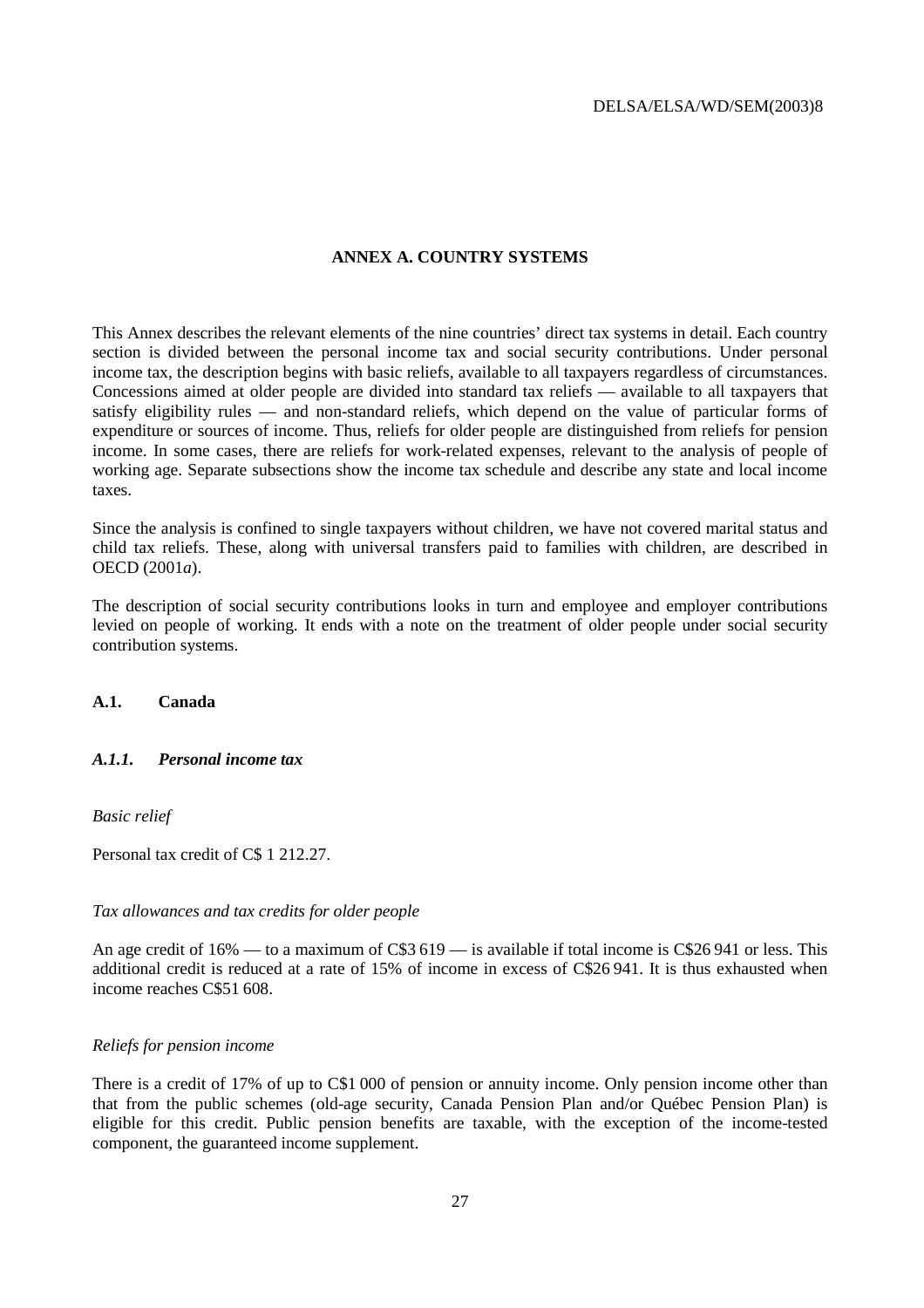## ANNEX A. COUNTRY SYSTEMS

This Annex describes the relevant elements of the nine countries' direct tax systems in detail. Each country section is divided between the personal income tax and social security contributions. Under personal income tax, the description begins with basic reliefs, available to all taxpayers regardless of circumstances. Concessions aimed at older people are divided into standard tax reliefs — available to all taxpayers that satisfy eligibility rules — and non-standard reliefs, which depend on the value of particular forms of expenditure or sources of income. Thus, reliefs for older people are distinguished from reliefs for pension income. In some cases, there are reliefs for work-related expenses, relevant to the analysis of people of working age. Separate subsections show the income tax schedule and describe any state and local income taxes.

Since the analysis is confined to single taxpayers without children, we have not covered marital status and child tax reliefs. These, along with universal transfers paid to families with children, are described in OECD (2001*a*).

The description of social security contributions looks in turn and employee and employer contributions levied on people of working. It ends with a note on the treatment of older people under social security contribution systems.

### A.1. Canada

#### *A.1.1. Personal income tax*

*Basic relief*

Personal tax credit of C$ 1 212.27.

*Tax allowances and tax credits for older people*

An age credit of 16% — to a maximum of C$3 619 — is available if total income is C$26 941 or less. This additional credit is reduced at a rate of 15% of income in excess of C$26 941. It is thus exhausted when income reaches C$51 608.

*Reliefs for pension income*

There is a credit of 17% of up to C$1 000 of pension or annuity income. Only pension income other than that from the public schemes (old-age security, Canada Pension Plan and/or Québec Pension Plan) is eligible for this credit. Public pension benefits are taxable, with the exception of the income-tested component, the guaranteed income supplement.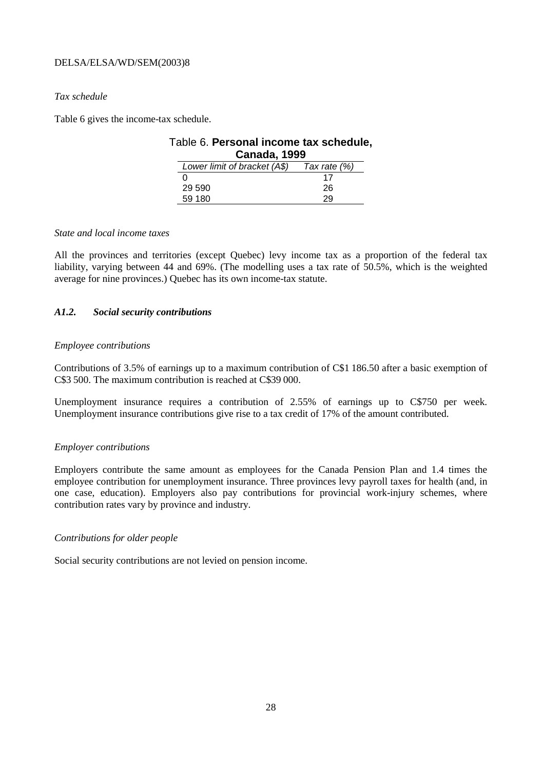*Tax schedule*

Table 6 gives the income-tax schedule.

Table 6. **Personal income tax schedule, Canada, 1999**

| *Lower limit of bracket (A$)* | *Tax rate (%)* |
|---|---|
| 0 | 17 |
| 29 590 | 26 |
| 59 180 | 29 |

*State and local income taxes*

All the provinces and territories (except Quebec) levy income tax as a proportion of the federal tax liability, varying between 44 and 69%. (The modelling uses a tax rate of 50.5%, which is the weighted average for nine provinces.) Quebec has its own income-tax statute.

### *A1.2. Social security contributions*

*Employee contributions*

Contributions of 3.5% of earnings up to a maximum contribution of C$1 186.50 after a basic exemption of C$3 500. The maximum contribution is reached at C$39 000.

Unemployment insurance requires a contribution of 2.55% of earnings up to C$750 per week. Unemployment insurance contributions give rise to a tax credit of 17% of the amount contributed.

*Employer contributions*

Employers contribute the same amount as employees for the Canada Pension Plan and 1.4 times the employee contribution for unemployment insurance. Three provinces levy payroll taxes for health (and, in one case, education). Employers also pay contributions for provincial work-injury schemes, where contribution rates vary by province and industry.

*Contributions for older people*

Social security contributions are not levied on pension income.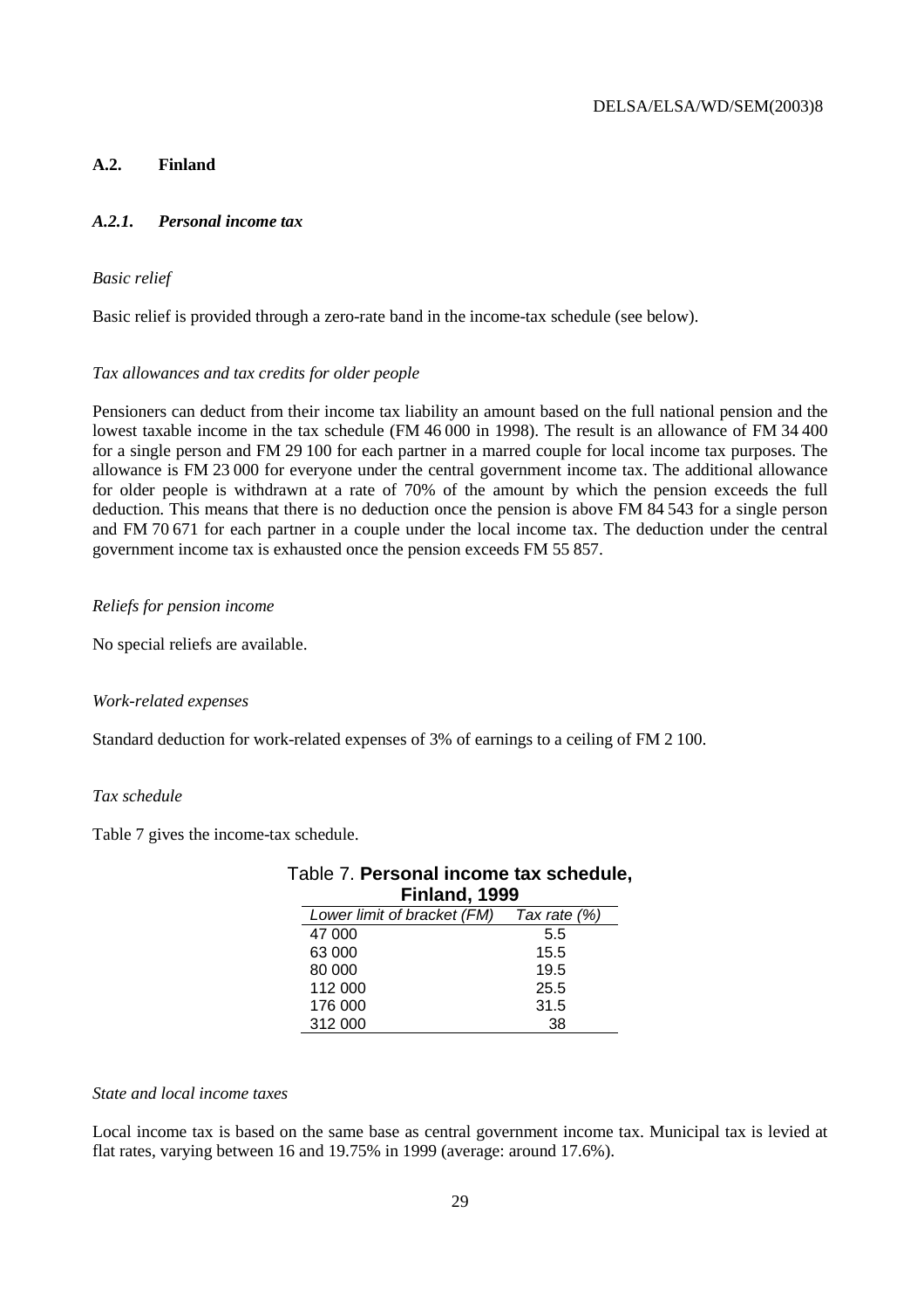## A.2. Finland

### *A.2.1. Personal income tax*

*Basic relief*

Basic relief is provided through a zero-rate band in the income-tax schedule (see below).

*Tax allowances and tax credits for older people*

Pensioners can deduct from their income tax liability an amount based on the full national pension and the lowest taxable income in the tax schedule (FM 46 000 in 1998). The result is an allowance of FM 34 400 for a single person and FM 29 100 for each partner in a marred couple for local income tax purposes. The allowance is FM 23 000 for everyone under the central government income tax. The additional allowance for older people is withdrawn at a rate of 70% of the amount by which the pension exceeds the full deduction. This means that there is no deduction once the pension is above FM 84 543 for a single person and FM 70 671 for each partner in a couple under the local income tax. The deduction under the central government income tax is exhausted once the pension exceeds FM 55 857.

*Reliefs for pension income*

No special reliefs are available.

*Work-related expenses*

Standard deduction for work-related expenses of 3% of earnings to a ceiling of FM 2 100.

*Tax schedule*

Table 7 gives the income-tax schedule.

Table 7. **Personal income tax schedule, Finland, 1999**

| *Lower limit of bracket (FM)* | *Tax rate (%)* |
|---|---|
| 47 000 | 5.5 |
| 63 000 | 15.5 |
| 80 000 | 19.5 |
| 112 000 | 25.5 |
| 176 000 | 31.5 |
| 312 000 | 38 |

*State and local income taxes*

Local income tax is based on the same base as central government income tax. Municipal tax is levied at flat rates, varying between 16 and 19.75% in 1999 (average: around 17.6%).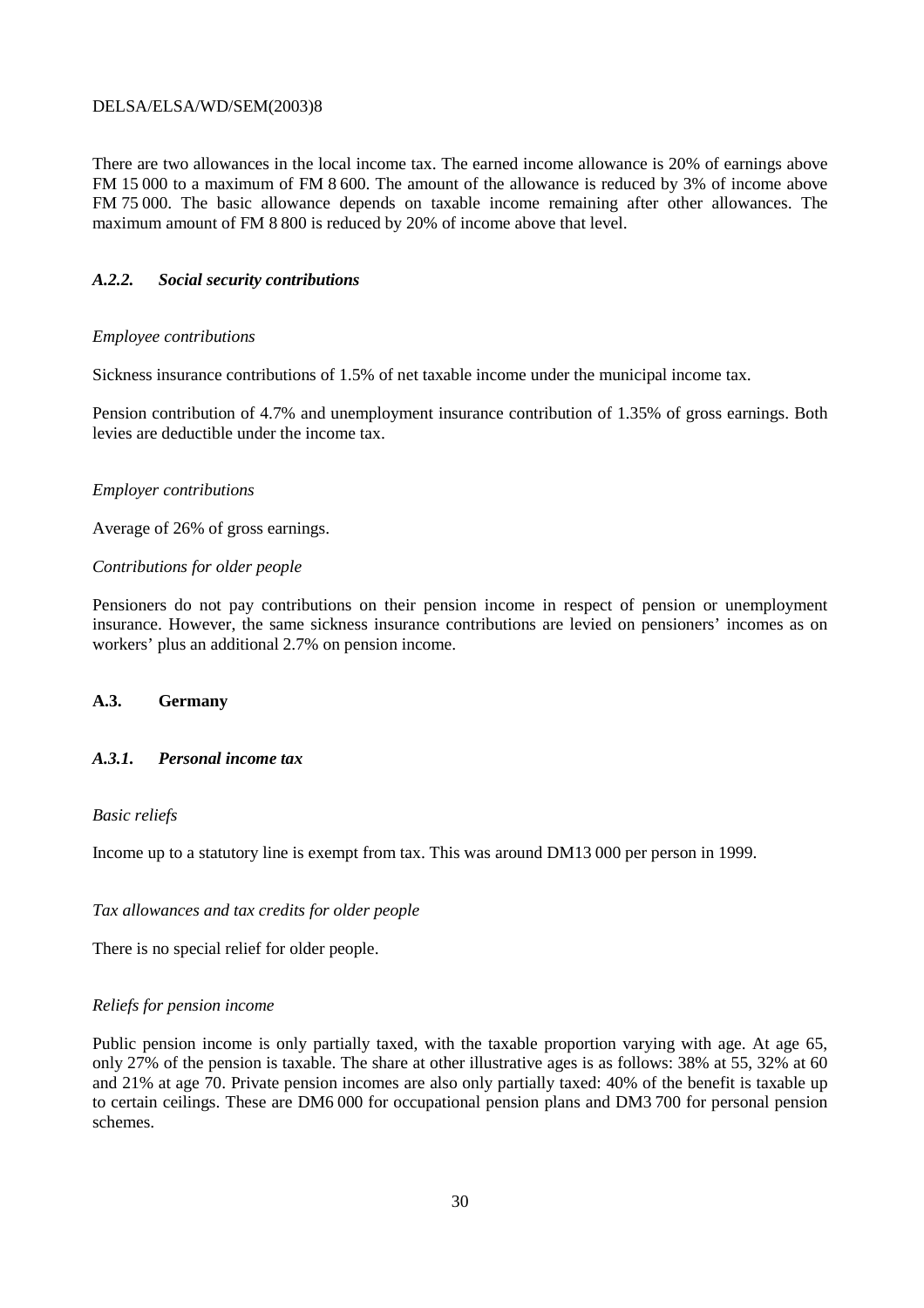There are two allowances in the local income tax. The earned income allowance is 20% of earnings above FM 15 000 to a maximum of FM 8 600. The amount of the allowance is reduced by 3% of income above FM 75 000. The basic allowance depends on taxable income remaining after other allowances. The maximum amount of FM 8 800 is reduced by 20% of income above that level.

### *A.2.2. Social security contributions*

*Employee contributions*

Sickness insurance contributions of 1.5% of net taxable income under the municipal income tax.

Pension contribution of 4.7% and unemployment insurance contribution of 1.35% of gross earnings. Both levies are deductible under the income tax.

*Employer contributions*

Average of 26% of gross earnings.

*Contributions for older people*

Pensioners do not pay contributions on their pension income in respect of pension or unemployment insurance. However, the same sickness insurance contributions are levied on pensioners' incomes as on workers' plus an additional 2.7% on pension income.

## A.3. Germany

### *A.3.1. Personal income tax*

*Basic reliefs*

Income up to a statutory line is exempt from tax. This was around DM13 000 per person in 1999.

*Tax allowances and tax credits for older people*

There is no special relief for older people.

*Reliefs for pension income*

Public pension income is only partially taxed, with the taxable proportion varying with age. At age 65, only 27% of the pension is taxable. The share at other illustrative ages is as follows: 38% at 55, 32% at 60 and 21% at age 70. Private pension incomes are also only partially taxed: 40% of the benefit is taxable up to certain ceilings. These are DM6 000 for occupational pension plans and DM3 700 for personal pension schemes.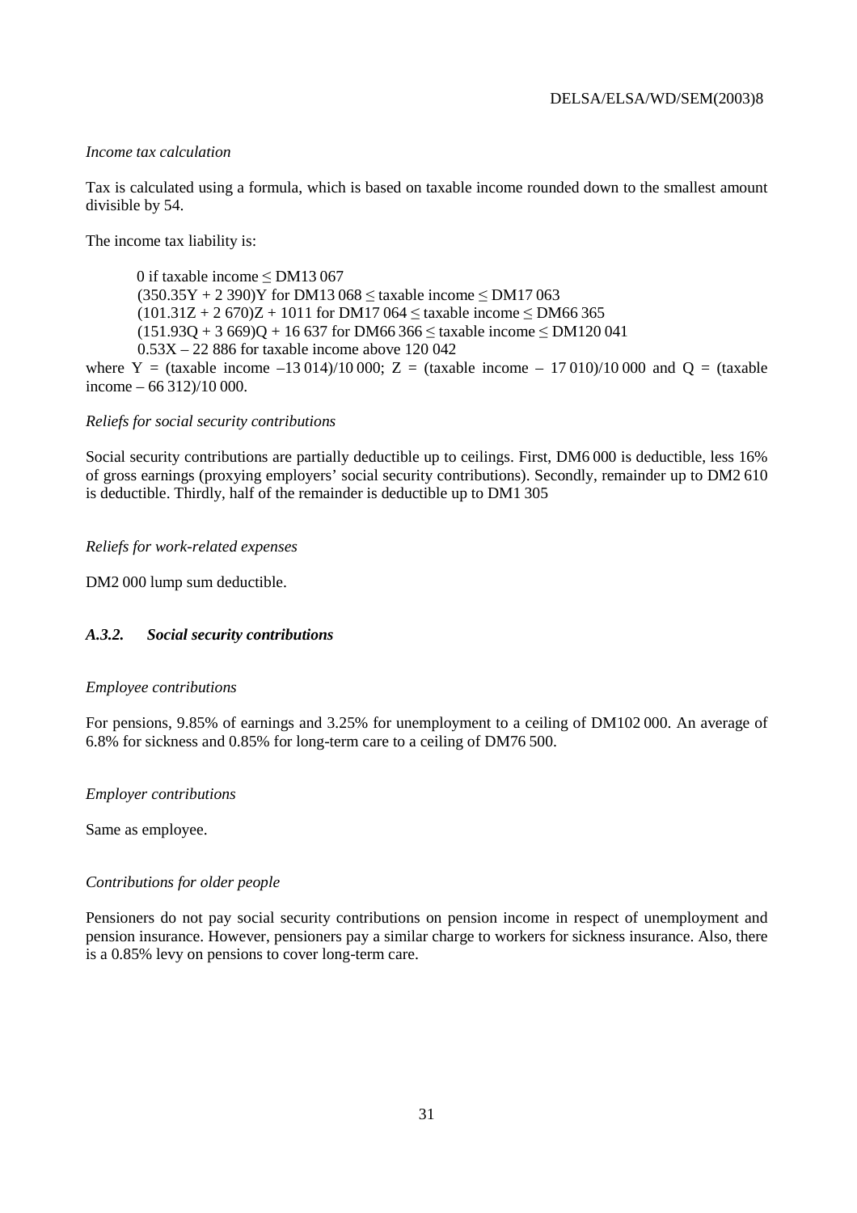*Income tax calculation*

Tax is calculated using a formula, which is based on taxable income rounded down to the smallest amount divisible by 54.

The income tax liability is:

> 0 if taxable income ≤ DM13 067
> (350.35Y + 2 390)Y for DM13 068 ≤ taxable income ≤ DM17 063
> (101.31Z + 2 670)Z + 1011 for DM17 064 ≤ taxable income ≤ DM66 365
> (151.93Q + 3 669)Q + 16 637 for DM66 366 ≤ taxable income ≤ DM120 041
> 0.53X – 22 886 for taxable income above 120 042

where Y = (taxable income –13 014)/10 000; Z = (taxable income – 17 010)/10 000 and Q = (taxable income – 66 312)/10 000.

*Reliefs for social security contributions*

Social security contributions are partially deductible up to ceilings. First, DM6 000 is deductible, less 16% of gross earnings (proxying employers' social security contributions). Secondly, remainder up to DM2 610 is deductible. Thirdly, half of the remainder is deductible up to DM1 305

*Reliefs for work-related expenses*

DM2 000 lump sum deductible.

### *A.3.2. Social security contributions*

*Employee contributions*

For pensions, 9.85% of earnings and 3.25% for unemployment to a ceiling of DM102 000. An average of 6.8% for sickness and 0.85% for long-term care to a ceiling of DM76 500.

*Employer contributions*

Same as employee.

*Contributions for older people*

Pensioners do not pay social security contributions on pension income in respect of unemployment and pension insurance. However, pensioners pay a similar charge to workers for sickness insurance. Also, there is a 0.85% levy on pensions to cover long-term care.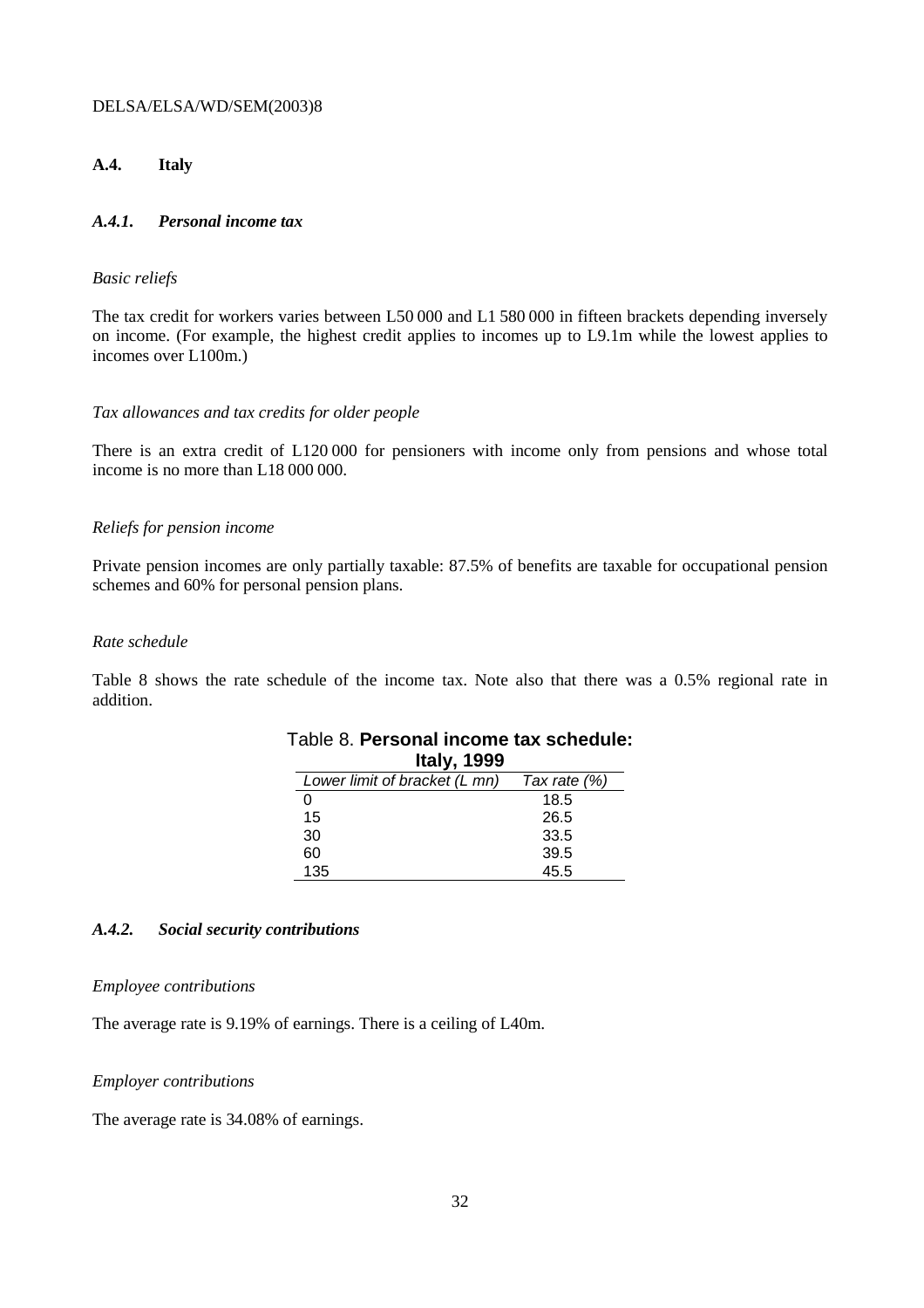## A.4. Italy

### *A.4.1. Personal income tax*

*Basic reliefs*

The tax credit for workers varies between L50 000 and L1 580 000 in fifteen brackets depending inversely on income. (For example, the highest credit applies to incomes up to L9.1m while the lowest applies to incomes over L100m.)

*Tax allowances and tax credits for older people*

There is an extra credit of L120 000 for pensioners with income only from pensions and whose total income is no more than L18 000 000.

*Reliefs for pension income*

Private pension incomes are only partially taxable: 87.5% of benefits are taxable for occupational pension schemes and 60% for personal pension plans.

*Rate schedule*

Table 8 shows the rate schedule of the income tax. Note also that there was a 0.5% regional rate in addition.

Table 8. **Personal income tax schedule: Italy, 1999**

| *Lower limit of bracket (L mn)* | *Tax rate (%)* |
|---|---|
| 0 | 18.5 |
| 15 | 26.5 |
| 30 | 33.5 |
| 60 | 39.5 |
| 135 | 45.5 |

### *A.4.2. Social security contributions*

*Employee contributions*

The average rate is 9.19% of earnings. There is a ceiling of L40m.

*Employer contributions*

The average rate is 34.08% of earnings.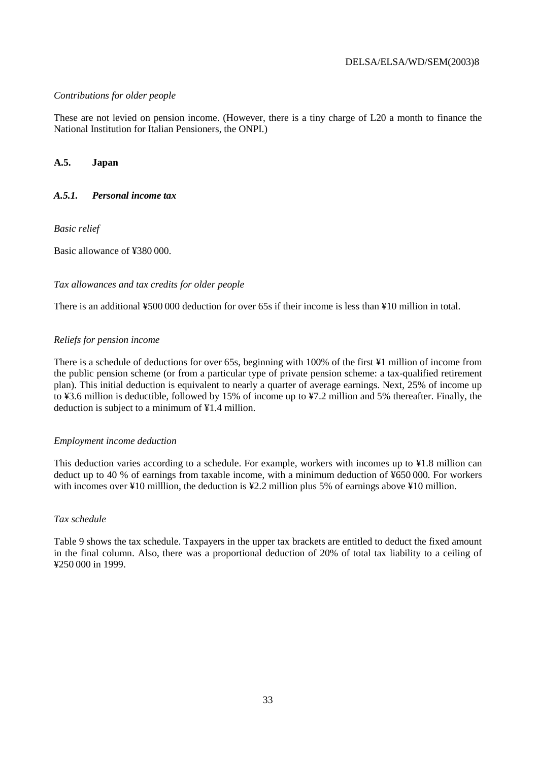*Contributions for older people*

These are not levied on pension income. (However, there is a tiny charge of L20 a month to finance the National Institution for Italian Pensioners, the ONPI.)

## A.5. Japan

### *A.5.1. Personal income tax*

*Basic relief*

Basic allowance of ¥380 000.

*Tax allowances and tax credits for older people*

There is an additional ¥500 000 deduction for over 65s if their income is less than ¥10 million in total.

*Reliefs for pension income*

There is a schedule of deductions for over 65s, beginning with 100% of the first ¥1 million of income from the public pension scheme (or from a particular type of private pension scheme: a tax-qualified retirement plan). This initial deduction is equivalent to nearly a quarter of average earnings. Next, 25% of income up to ¥3.6 million is deductible, followed by 15% of income up to ¥7.2 million and 5% thereafter. Finally, the deduction is subject to a minimum of ¥1.4 million.

*Employment income deduction*

This deduction varies according to a schedule. For example, workers with incomes up to ¥1.8 million can deduct up to 40 % of earnings from taxable income, with a minimum deduction of ¥650 000. For workers with incomes over ¥10 milllion, the deduction is ¥2.2 million plus 5% of earnings above ¥10 million.

*Tax schedule*

Table 9 shows the tax schedule. Taxpayers in the upper tax brackets are entitled to deduct the fixed amount in the final column. Also, there was a proportional deduction of 20% of total tax liability to a ceiling of ¥250 000 in 1999.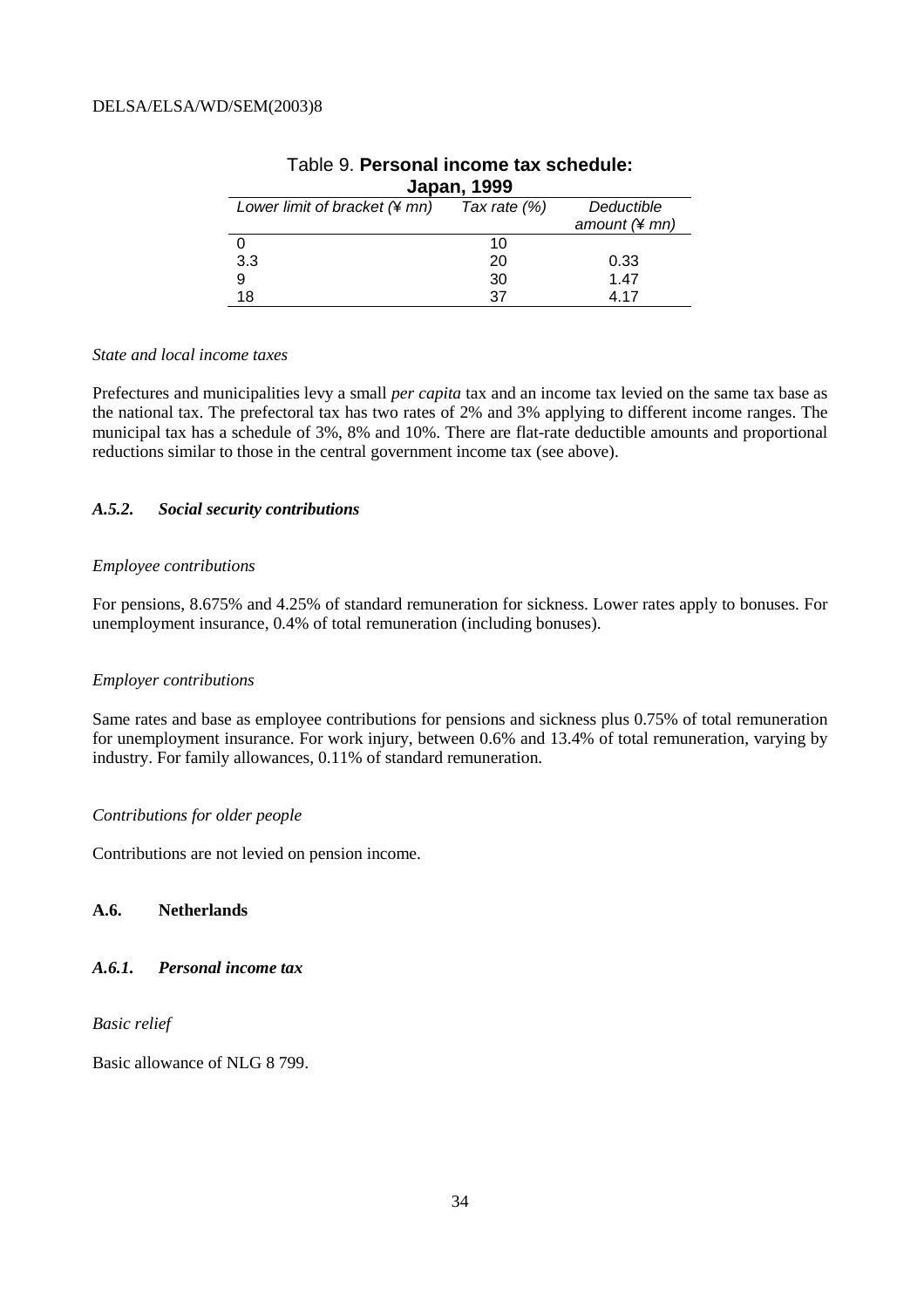Table 9. **Personal income tax schedule: Japan, 1999**

| *Lower limit of bracket (¥ mn)* | *Tax rate (%)* | *Deductible amount (¥ mn)* |
|---|---|---|
| 0 | 10 | |
| 3.3 | 20 | 0.33 |
| 9 | 30 | 1.47 |
| 18 | 37 | 4.17 |

*State and local income taxes*

Prefectures and municipalities levy a small *per capita* tax and an income tax levied on the same tax base as the national tax. The prefectoral tax has two rates of 2% and 3% applying to different income ranges. The municipal tax has a schedule of 3%, 8% and 10%. There are flat-rate deductible amounts and proportional reductions similar to those in the central government income tax (see above).

### *A.5.2. Social security contributions*

*Employee contributions*

For pensions, 8.675% and 4.25% of standard remuneration for sickness. Lower rates apply to bonuses. For unemployment insurance, 0.4% of total remuneration (including bonuses).

*Employer contributions*

Same rates and base as employee contributions for pensions and sickness plus 0.75% of total remuneration for unemployment insurance. For work injury, between 0.6% and 13.4% of total remuneration, varying by industry. For family allowances, 0.11% of standard remuneration.

*Contributions for older people*

Contributions are not levied on pension income.

## A.6. Netherlands

### *A.6.1. Personal income tax*

*Basic relief*

Basic allowance of NLG 8 799.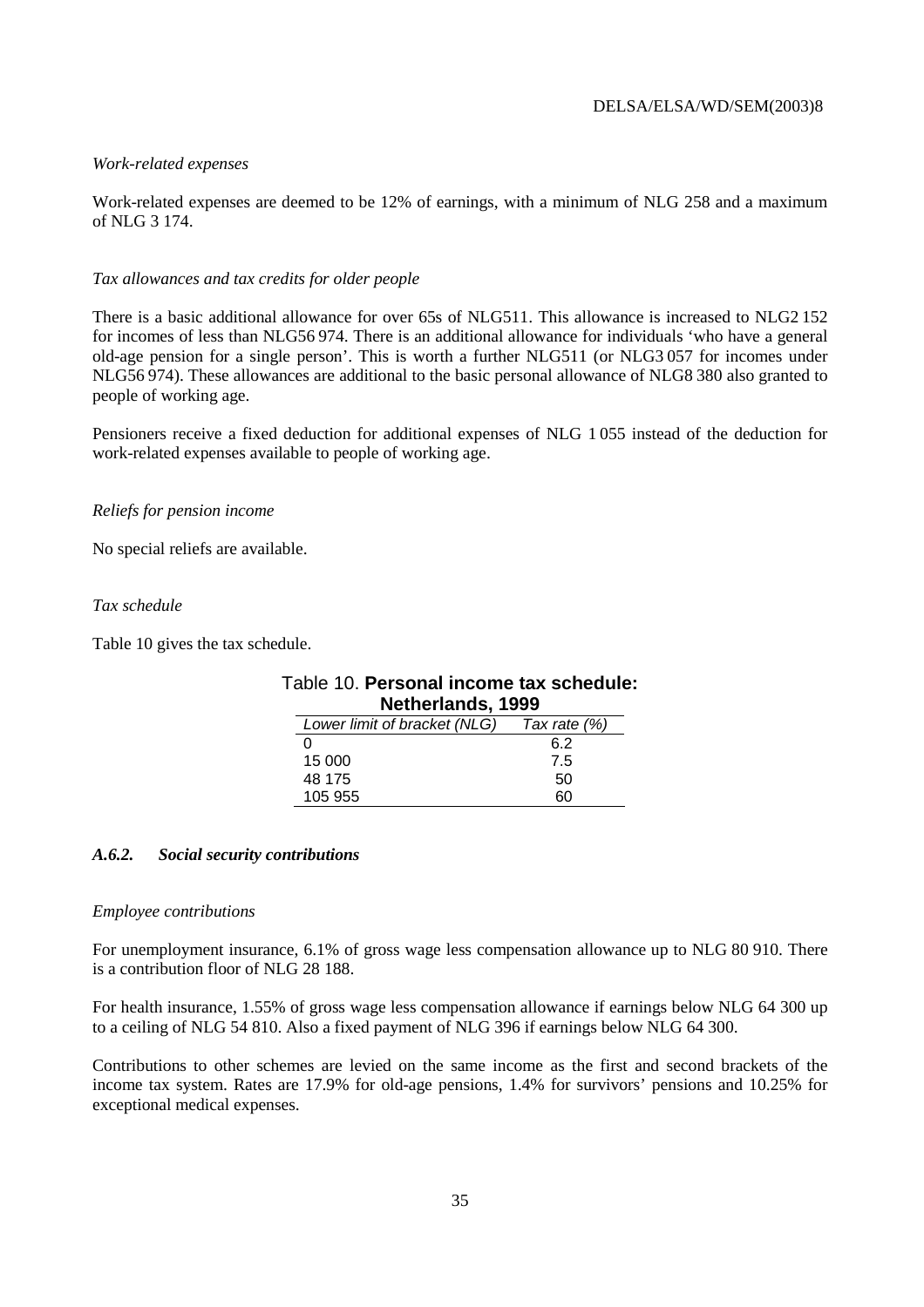*Work-related expenses*

Work-related expenses are deemed to be 12% of earnings, with a minimum of NLG 258 and a maximum of NLG 3 174.

*Tax allowances and tax credits for older people*

There is a basic additional allowance for over 65s of NLG511. This allowance is increased to NLG2 152 for incomes of less than NLG56 974. There is an additional allowance for individuals 'who have a general old-age pension for a single person'. This is worth a further NLG511 (or NLG3 057 for incomes under NLG56 974). These allowances are additional to the basic personal allowance of NLG8 380 also granted to people of working age.

Pensioners receive a fixed deduction for additional expenses of NLG 1 055 instead of the deduction for work-related expenses available to people of working age.

*Reliefs for pension income*

No special reliefs are available.

*Tax schedule*

Table 10 gives the tax schedule.

Table 10. **Personal income tax schedule: Netherlands, 1999**

| *Lower limit of bracket (NLG)* | *Tax rate (%)* |
|---|---|
| 0 | 6.2 |
| 15 000 | 7.5 |
| 48 175 | 50 |
| 105 955 | 60 |

### *A.6.2. Social security contributions*

*Employee contributions*

For unemployment insurance, 6.1% of gross wage less compensation allowance up to NLG 80 910. There is a contribution floor of NLG 28 188.

For health insurance, 1.55% of gross wage less compensation allowance if earnings below NLG 64 300 up to a ceiling of NLG 54 810. Also a fixed payment of NLG 396 if earnings below NLG 64 300.

Contributions to other schemes are levied on the same income as the first and second brackets of the income tax system. Rates are 17.9% for old-age pensions, 1.4% for survivors' pensions and 10.25% for exceptional medical expenses.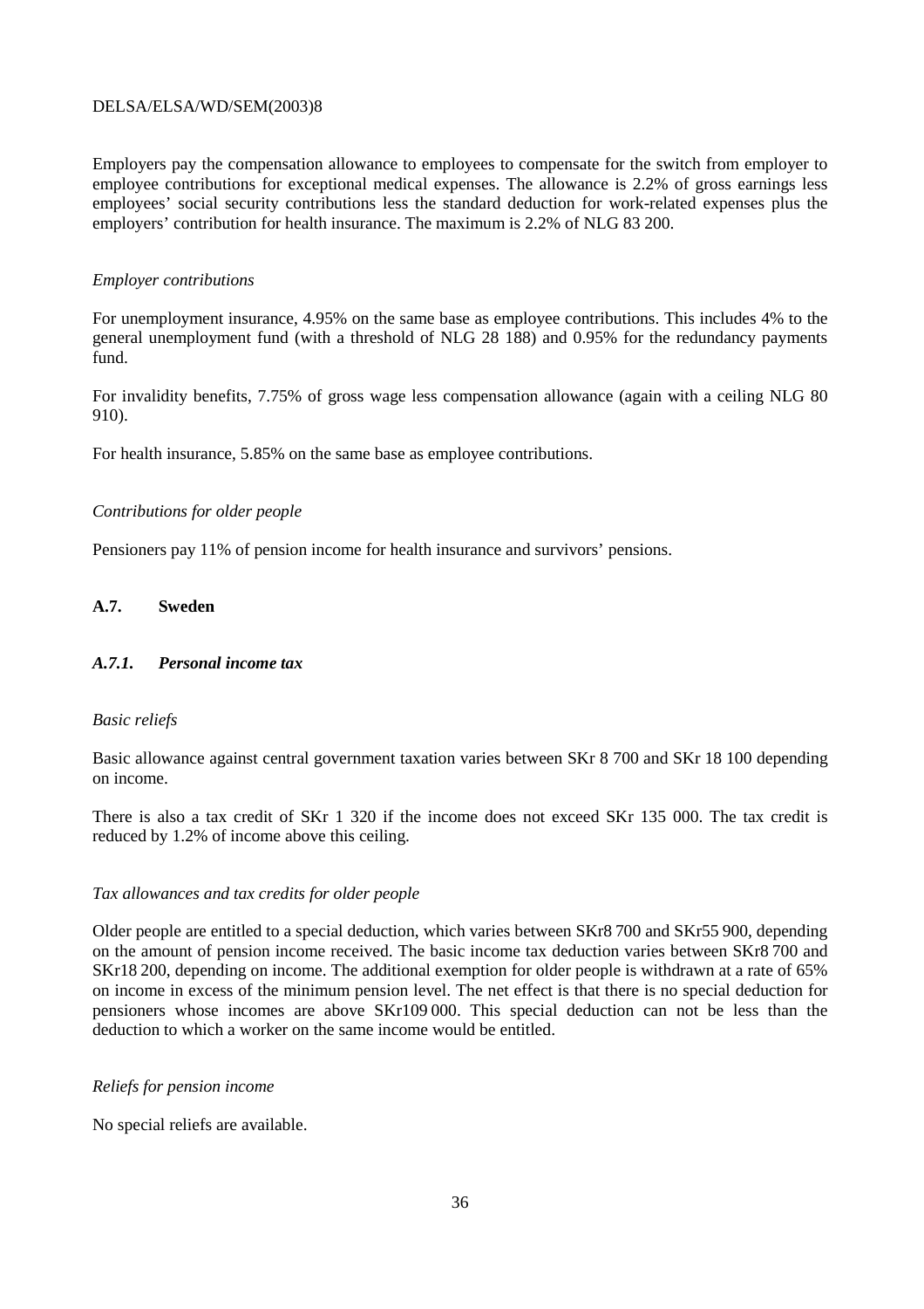Employers pay the compensation allowance to employees to compensate for the switch from employer to employee contributions for exceptional medical expenses. The allowance is 2.2% of gross earnings less employees' social security contributions less the standard deduction for work-related expenses plus the employers' contribution for health insurance. The maximum is 2.2% of NLG 83 200.

*Employer contributions*

For unemployment insurance, 4.95% on the same base as employee contributions. This includes 4% to the general unemployment fund (with a threshold of NLG 28 188) and 0.95% for the redundancy payments fund.

For invalidity benefits, 7.75% of gross wage less compensation allowance (again with a ceiling NLG 80 910).

For health insurance, 5.85% on the same base as employee contributions.

*Contributions for older people*

Pensioners pay 11% of pension income for health insurance and survivors' pensions.

## A.7. Sweden

### *A.7.1. Personal income tax*

*Basic reliefs*

Basic allowance against central government taxation varies between SKr 8 700 and SKr 18 100 depending on income.

There is also a tax credit of SKr 1 320 if the income does not exceed SKr 135 000. The tax credit is reduced by 1.2% of income above this ceiling.

*Tax allowances and tax credits for older people*

Older people are entitled to a special deduction, which varies between SKr8 700 and SKr55 900, depending on the amount of pension income received. The basic income tax deduction varies between SKr8 700 and SKr18 200, depending on income. The additional exemption for older people is withdrawn at a rate of 65% on income in excess of the minimum pension level. The net effect is that there is no special deduction for pensioners whose incomes are above SKr109 000. This special deduction can not be less than the deduction to which a worker on the same income would be entitled.

*Reliefs for pension income*

No special reliefs are available.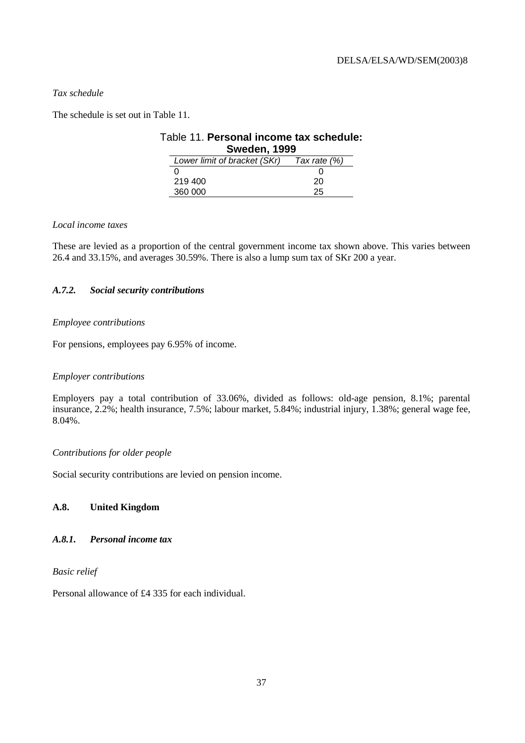*Tax schedule*

The schedule is set out in Table 11.

Table 11. **Personal income tax schedule: Sweden, 1999**

| *Lower limit of bracket (SKr)* | *Tax rate (%)* |
|---|---|
| 0 | 0 |
| 219 400 | 20 |
| 360 000 | 25 |

*Local income taxes*

These are levied as a proportion of the central government income tax shown above. This varies between 26.4 and 33.15%, and averages 30.59%. There is also a lump sum tax of SKr 200 a year.

### *A.7.2. Social security contributions*

*Employee contributions*

For pensions, employees pay 6.95% of income.

*Employer contributions*

Employers pay a total contribution of 33.06%, divided as follows: old-age pension, 8.1%; parental insurance, 2.2%; health insurance, 7.5%; labour market, 5.84%; industrial injury, 1.38%; general wage fee, 8.04%.

*Contributions for older people*

Social security contributions are levied on pension income.

## A.8. United Kingdom

### *A.8.1. Personal income tax*

*Basic relief*

Personal allowance of £4 335 for each individual.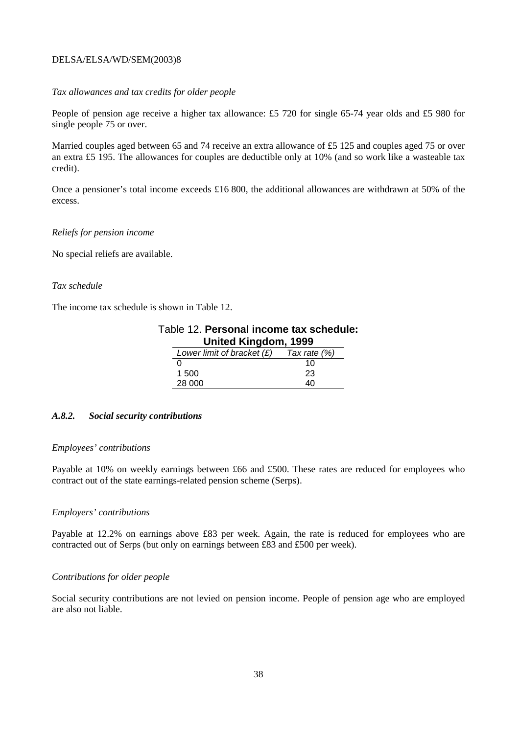*Tax allowances and tax credits for older people*

People of pension age receive a higher tax allowance: £5 720 for single 65-74 year olds and £5 980 for single people 75 or over.

Married couples aged between 65 and 74 receive an extra allowance of £5 125 and couples aged 75 or over an extra £5 195. The allowances for couples are deductible only at 10% (and so work like a wasteable tax credit).

Once a pensioner's total income exceeds £16 800, the additional allowances are withdrawn at 50% of the excess.

*Reliefs for pension income*

No special reliefs are available.

*Tax schedule*

The income tax schedule is shown in Table 12.

Table 12. **Personal income tax schedule: United Kingdom, 1999**

| *Lower limit of bracket (£)* | *Tax rate (%)* |
|---|---|
| 0 | 10 |
| 1 500 | 23 |
| 28 000 | 40 |

### *A.8.2. Social security contributions*

*Employees' contributions*

Payable at 10% on weekly earnings between £66 and £500. These rates are reduced for employees who contract out of the state earnings-related pension scheme (Serps).

*Employers' contributions*

Payable at 12.2% on earnings above £83 per week. Again, the rate is reduced for employees who are contracted out of Serps (but only on earnings between £83 and £500 per week).

*Contributions for older people*

Social security contributions are not levied on pension income. People of pension age who are employed are also not liable.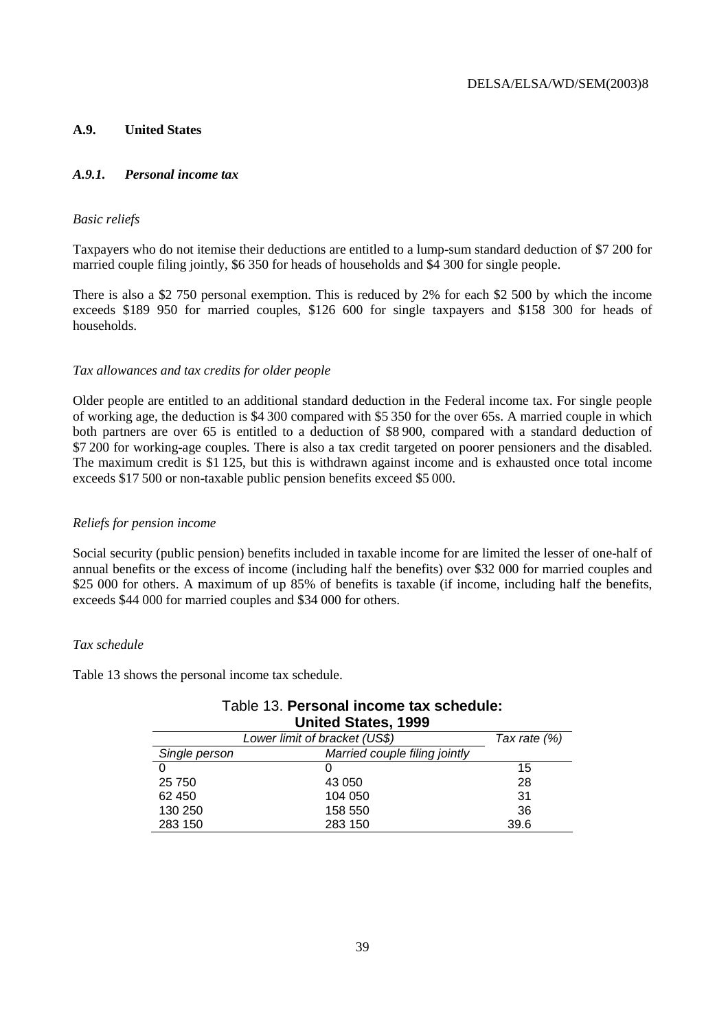## A.9. United States

### *A.9.1. Personal income tax*

*Basic reliefs*

Taxpayers who do not itemise their deductions are entitled to a lump-sum standard deduction of $7 200 for married couple filing jointly, $6 350 for heads of households and $4 300 for single people.

There is also a $2 750 personal exemption. This is reduced by 2% for each $2 500 by which the income exceeds $189 950 for married couples, $126 600 for single taxpayers and $158 300 for heads of households.

*Tax allowances and tax credits for older people*

Older people are entitled to an additional standard deduction in the Federal income tax. For single people of working age, the deduction is $4 300 compared with $5 350 for the over 65s. A married couple in which both partners are over 65 is entitled to a deduction of $8 900, compared with a standard deduction of $7 200 for working-age couples. There is also a tax credit targeted on poorer pensioners and the disabled. The maximum credit is $1 125, but this is withdrawn against income and is exhausted once total income exceeds $17 500 or non-taxable public pension benefits exceed $5 000.

*Reliefs for pension income*

Social security (public pension) benefits included in taxable income for are limited the lesser of one-half of annual benefits or the excess of income (including half the benefits) over $32 000 for married couples and $25 000 for others. A maximum of up 85% of benefits is taxable (if income, including half the benefits, exceeds $44 000 for married couples and $34 000 for others.

*Tax schedule*

Table 13 shows the personal income tax schedule.

Table 13. **Personal income tax schedule: United States, 1999**

| Lower limit of bracket (US$) | | Tax rate (%) |
|---|---|---|
| *Single person* | *Married couple filing jointly* | |
| 0 | 0 | 15 |
| 25 750 | 43 050 | 28 |
| 62 450 | 104 050 | 31 |
| 130 250 | 158 550 | 36 |
| 283 150 | 283 150 | 39.6 |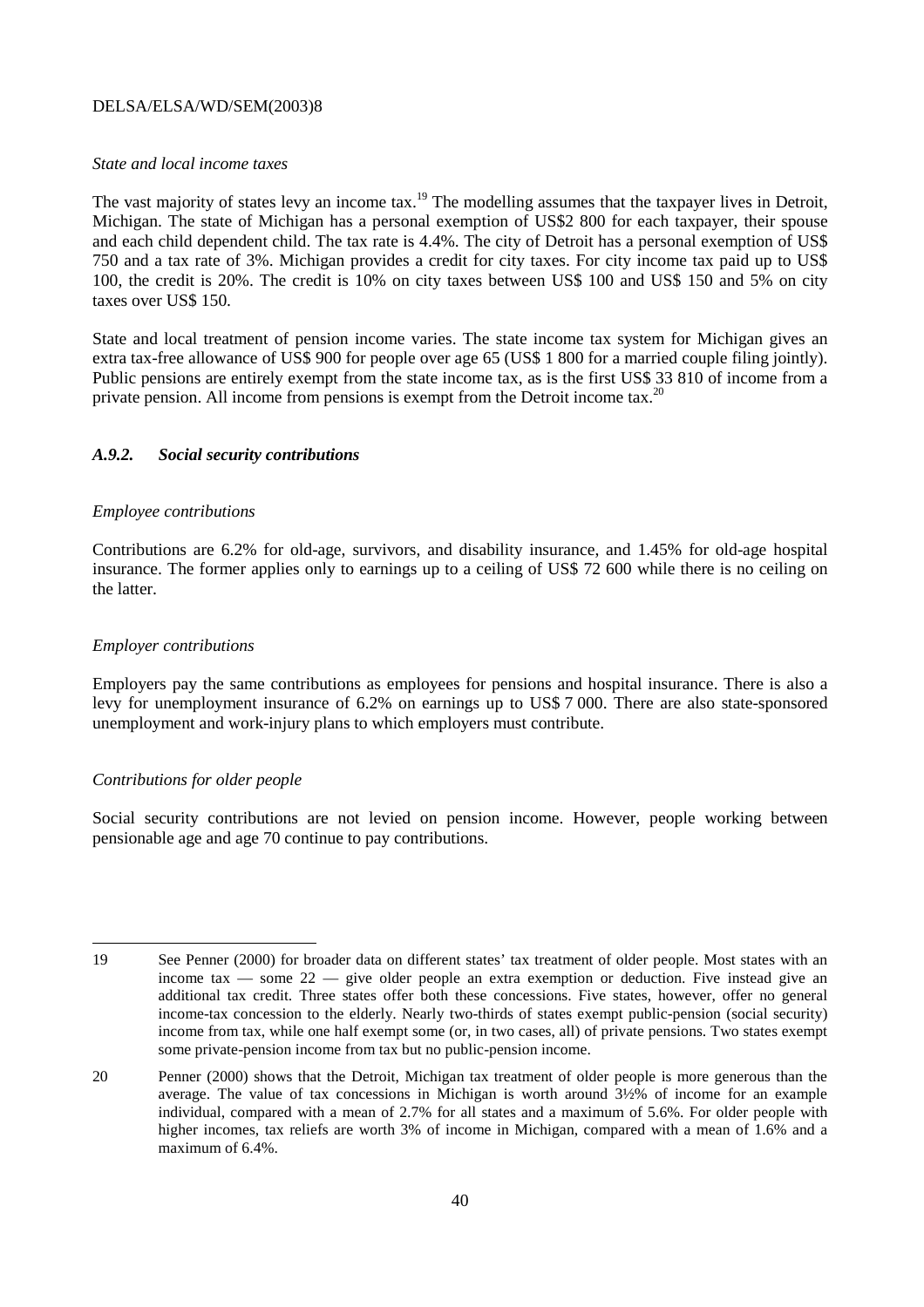*State and local income taxes*

The vast majority of states levy an income tax.[19] The modelling assumes that the taxpayer lives in Detroit, Michigan. The state of Michigan has a personal exemption of US$2 800 for each taxpayer, their spouse and each child dependent child. The tax rate is 4.4%. The city of Detroit has a personal exemption of US$ 750 and a tax rate of 3%. Michigan provides a credit for city taxes. For city income tax paid up to US$ 100, the credit is 20%. The credit is 10% on city taxes between US$ 100 and US$ 150 and 5% on city taxes over US$ 150.

State and local treatment of pension income varies. The state income tax system for Michigan gives an extra tax-free allowance of US$ 900 for people over age 65 (US$ 1 800 for a married couple filing jointly). Public pensions are entirely exempt from the state income tax, as is the first US$ 33 810 of income from a private pension. All income from pensions is exempt from the Detroit income tax.[20]

### *A.9.2. Social security contributions*

*Employee contributions*

Contributions are 6.2% for old-age, survivors, and disability insurance, and 1.45% for old-age hospital insurance. The former applies only to earnings up to a ceiling of US$ 72 600 while there is no ceiling on the latter.

*Employer contributions*

Employers pay the same contributions as employees for pensions and hospital insurance. There is also a levy for unemployment insurance of 6.2% on earnings up to US$ 7 000. There are also state-sponsored unemployment and work-injury plans to which employers must contribute.

*Contributions for older people*

Social security contributions are not levied on pension income. However, people working between pensionable age and age 70 continue to pay contributions.

---

19 See Penner (2000) for broader data on different states' tax treatment of older people. Most states with an income tax — some 22 — give older people an extra exemption or deduction. Five instead give an additional tax credit. Three states offer both these concessions. Five states, however, offer no general income-tax concession to the elderly. Nearly two-thirds of states exempt public-pension (social security) income from tax, while one half exempt some (or, in two cases, all) of private pensions. Two states exempt some private-pension income from tax but no public-pension income.

20 Penner (2000) shows that the Detroit, Michigan tax treatment of older people is more generous than the average. The value of tax concessions in Michigan is worth around 3½% of income for an example individual, compared with a mean of 2.7% for all states and a maximum of 5.6%. For older people with higher incomes, tax reliefs are worth 3% of income in Michigan, compared with a mean of 1.6% and a maximum of 6.4%.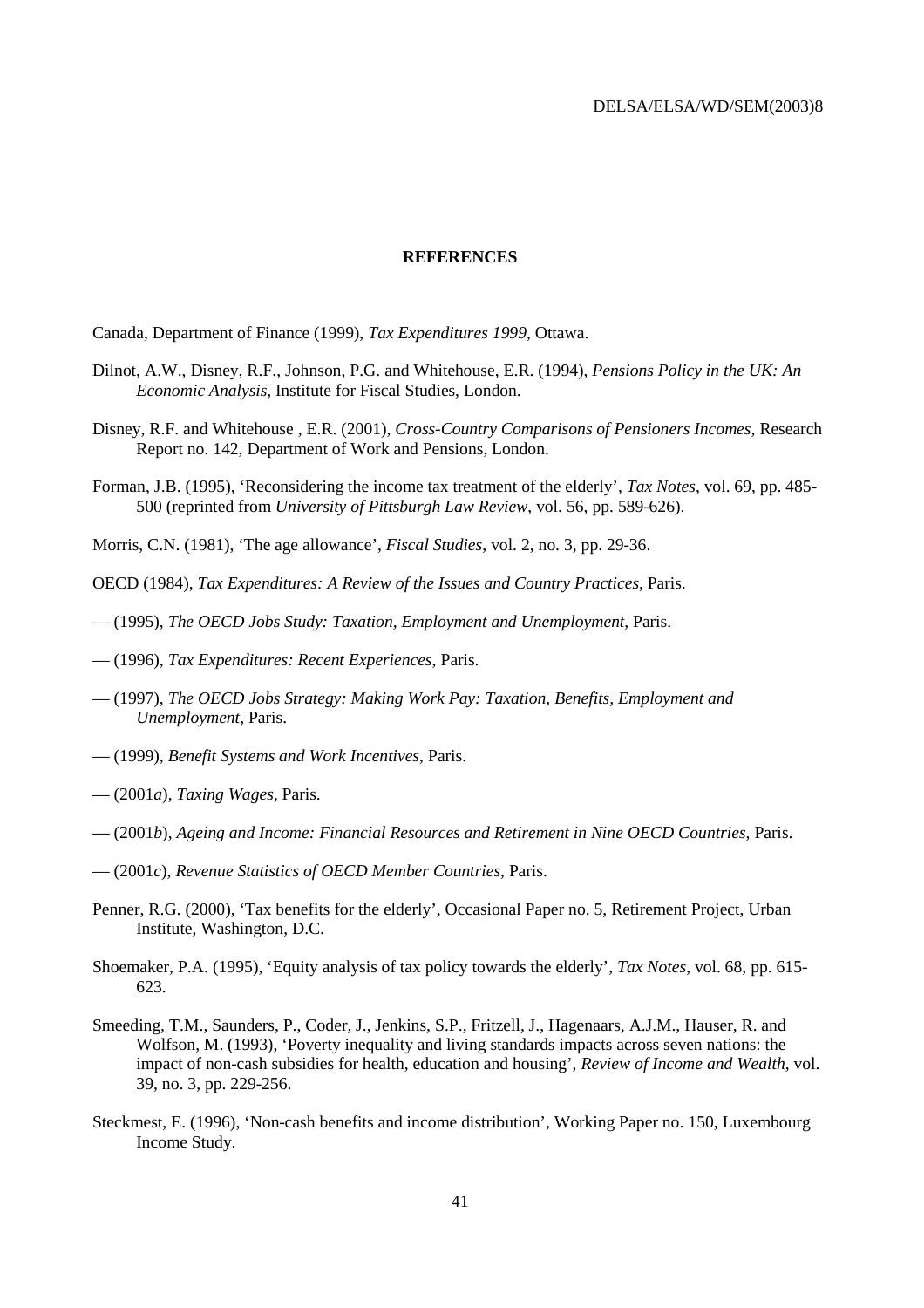# REFERENCES

Canada, Department of Finance (1999), *Tax Expenditures 1999*, Ottawa.

Dilnot, A.W., Disney, R.F., Johnson, P.G. and Whitehouse, E.R. (1994), *Pensions Policy in the UK: An Economic Analysis*, Institute for Fiscal Studies, London.

Disney, R.F. and Whitehouse , E.R. (2001), *Cross-Country Comparisons of Pensioners Incomes*, Research Report no. 142, Department of Work and Pensions, London.

Forman, J.B. (1995), 'Reconsidering the income tax treatment of the elderly', *Tax Notes*, vol. 69, pp. 485-500 (reprinted from *University of Pittsburgh Law Review*, vol. 56, pp. 589-626).

Morris, C.N. (1981), 'The age allowance', *Fiscal Studies*, vol. 2, no. 3, pp. 29-36.

OECD (1984), *Tax Expenditures: A Review of the Issues and Country Practices*, Paris.

— (1995), *The OECD Jobs Study: Taxation, Employment and Unemployment*, Paris.

— (1996), *Tax Expenditures: Recent Experiences*, Paris.

— (1997), *The OECD Jobs Strategy: Making Work Pay: Taxation, Benefits, Employment and Unemployment*, Paris.

— (1999), *Benefit Systems and Work Incentives*, Paris.

— (2001*a*), *Taxing Wages*, Paris.

— (2001*b*), *Ageing and Income: Financial Resources and Retirement in Nine OECD Countries*, Paris.

— (2001*c*), *Revenue Statistics of OECD Member Countries*, Paris.

Penner, R.G. (2000), 'Tax benefits for the elderly', Occasional Paper no. 5, Retirement Project, Urban Institute, Washington, D.C.

Shoemaker, P.A. (1995), 'Equity analysis of tax policy towards the elderly', *Tax Notes*, vol. 68, pp. 615-623.

Smeeding, T.M., Saunders, P., Coder, J., Jenkins, S.P., Fritzell, J., Hagenaars, A.J.M., Hauser, R. and Wolfson, M. (1993), 'Poverty inequality and living standards impacts across seven nations: the impact of non-cash subsidies for health, education and housing', *Review of Income and Wealth*, vol. 39, no. 3, pp. 229-256.

Steckmest, E. (1996), 'Non-cash benefits and income distribution', Working Paper no. 150, Luxembourg Income Study.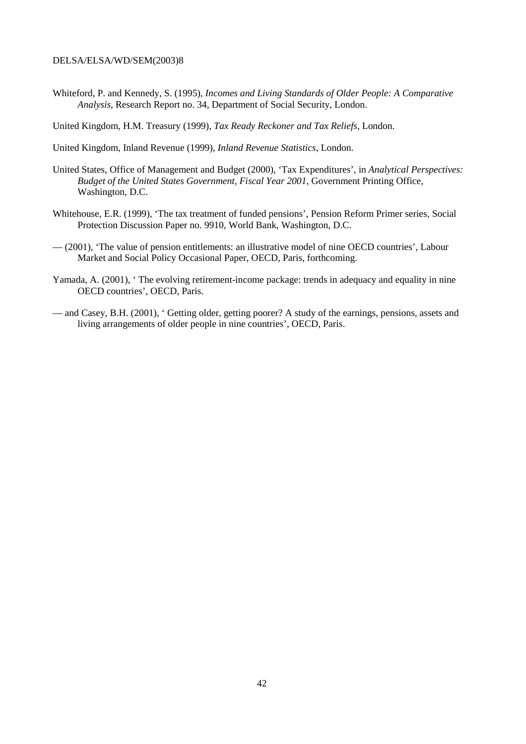Whiteford, P. and Kennedy, S. (1995), *Incomes and Living Standards of Older People: A Comparative Analysis*, Research Report no. 34, Department of Social Security, London.

United Kingdom, H.M. Treasury (1999), *Tax Ready Reckoner and Tax Reliefs*, London.

United Kingdom, Inland Revenue (1999), *Inland Revenue Statistics*, London.

United States, Office of Management and Budget (2000), 'Tax Expenditures', in *Analytical Perspectives: Budget of the United States Government, Fiscal Year 2001*, Government Printing Office, Washington, D.C.

Whitehouse, E.R. (1999), 'The tax treatment of funded pensions', Pension Reform Primer series, Social Protection Discussion Paper no. 9910, World Bank, Washington, D.C.

— (2001), 'The value of pension entitlements: an illustrative model of nine OECD countries', Labour Market and Social Policy Occasional Paper, OECD, Paris, forthcoming.

Yamada, A. (2001), ' The evolving retirement-income package: trends in adequacy and equality in nine OECD countries', OECD, Paris.

— and Casey, B.H. (2001), ' Getting older, getting poorer? A study of the earnings, pensions, assets and living arrangements of older people in nine countries', OECD, Paris.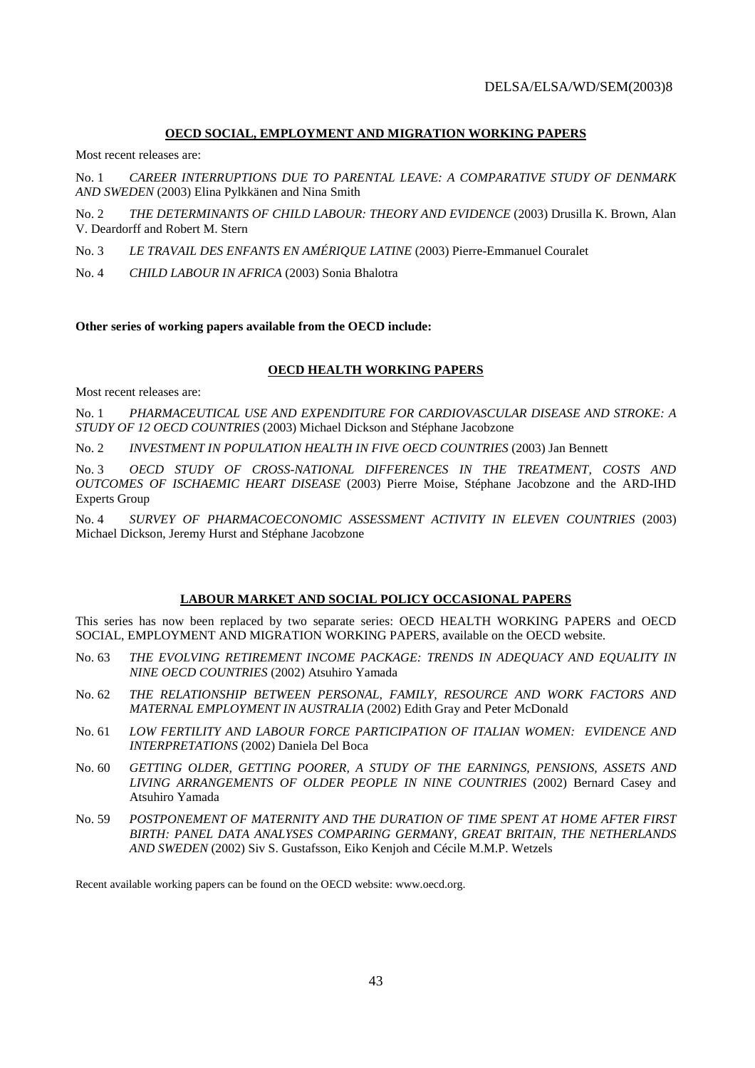### OECD SOCIAL, EMPLOYMENT AND MIGRATION WORKING PAPERS

Most recent releases are:

No. 1 *CAREER INTERRUPTIONS DUE TO PARENTAL LEAVE: A COMPARATIVE STUDY OF DENMARK AND SWEDEN* (2003) Elina Pylkkänen and Nina Smith

No. 2 *THE DETERMINANTS OF CHILD LABOUR: THEORY AND EVIDENCE* (2003) Drusilla K. Brown, Alan V. Deardorff and Robert M. Stern

No. 3 *LE TRAVAIL DES ENFANTS EN AMÉRIQUE LATINE* (2003) Pierre-Emmanuel Couralet

No. 4 *CHILD LABOUR IN AFRICA* (2003) Sonia Bhalotra

**Other series of working papers available from the OECD include:**

### OECD HEALTH WORKING PAPERS

Most recent releases are:

No. 1 *PHARMACEUTICAL USE AND EXPENDITURE FOR CARDIOVASCULAR DISEASE AND STROKE: A STUDY OF 12 OECD COUNTRIES* (2003) Michael Dickson and Stéphane Jacobzone

No. 2 *INVESTMENT IN POPULATION HEALTH IN FIVE OECD COUNTRIES* (2003) Jan Bennett

No. 3 *OECD STUDY OF CROSS-NATIONAL DIFFERENCES IN THE TREATMENT, COSTS AND OUTCOMES OF ISCHAEMIC HEART DISEASE* (2003) Pierre Moise, Stéphane Jacobzone and the ARD-IHD Experts Group

No. 4 *SURVEY OF PHARMACOECONOMIC ASSESSMENT ACTIVITY IN ELEVEN COUNTRIES* (2003) Michael Dickson, Jeremy Hurst and Stéphane Jacobzone

### LABOUR MARKET AND SOCIAL POLICY OCCASIONAL PAPERS

This series has now been replaced by two separate series: OECD HEALTH WORKING PAPERS and OECD SOCIAL, EMPLOYMENT AND MIGRATION WORKING PAPERS, available on the OECD website.

No. 63 *THE EVOLVING RETIREMENT INCOME PACKAGE: TRENDS IN ADEQUACY AND EQUALITY IN NINE OECD COUNTRIES* (2002) Atsuhiro Yamada

No. 62 *THE RELATIONSHIP BETWEEN PERSONAL, FAMILY, RESOURCE AND WORK FACTORS AND MATERNAL EMPLOYMENT IN AUSTRALIA* (2002) Edith Gray and Peter McDonald

No. 61 *LOW FERTILITY AND LABOUR FORCE PARTICIPATION OF ITALIAN WOMEN: EVIDENCE AND INTERPRETATIONS* (2002) Daniela Del Boca

No. 60 *GETTING OLDER, GETTING POORER, A STUDY OF THE EARNINGS, PENSIONS, ASSETS AND LIVING ARRANGEMENTS OF OLDER PEOPLE IN NINE COUNTRIES* (2002) Bernard Casey and Atsuhiro Yamada

No. 59 *POSTPONEMENT OF MATERNITY AND THE DURATION OF TIME SPENT AT HOME AFTER FIRST BIRTH: PANEL DATA ANALYSES COMPARING GERMANY, GREAT BRITAIN, THE NETHERLANDS AND SWEDEN* (2002) Siv S. Gustafsson, Eiko Kenjoh and Cécile M.M.P. Wetzels

Recent available working papers can be found on the OECD website: www.oecd.org.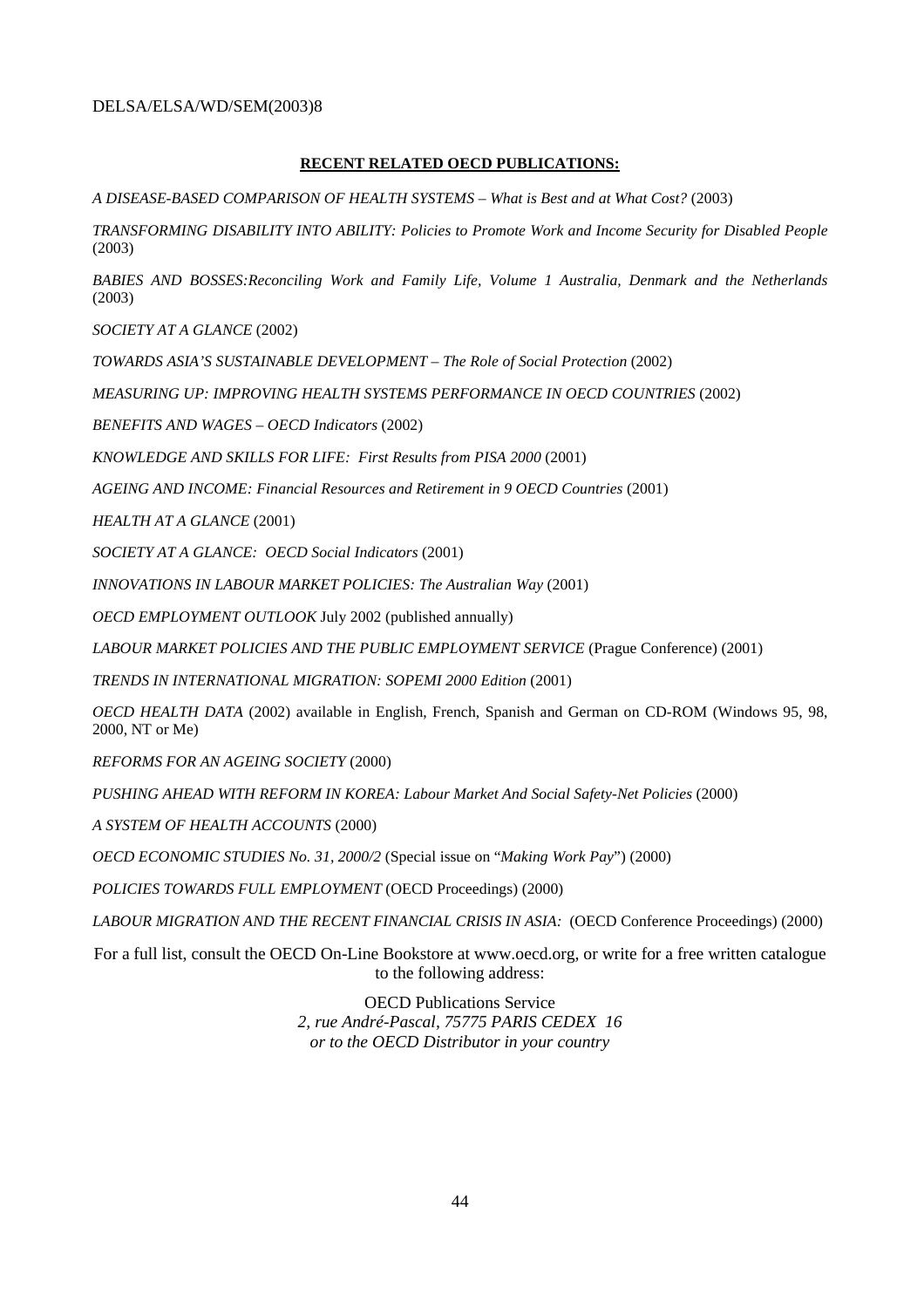**RECENT RELATED OECD PUBLICATIONS:**

*A DISEASE-BASED COMPARISON OF HEALTH SYSTEMS – What is Best and at What Cost?* (2003)

*TRANSFORMING DISABILITY INTO ABILITY: Policies to Promote Work and Income Security for Disabled People* (2003)

*BABIES AND BOSSES:Reconciling Work and Family Life, Volume 1 Australia, Denmark and the Netherlands* (2003)

*SOCIETY AT A GLANCE* (2002)

*TOWARDS ASIA'S SUSTAINABLE DEVELOPMENT – The Role of Social Protection* (2002)

*MEASURING UP: IMPROVING HEALTH SYSTEMS PERFORMANCE IN OECD COUNTRIES* (2002)

*BENEFITS AND WAGES – OECD Indicators* (2002)

*KNOWLEDGE AND SKILLS FOR LIFE: First Results from PISA 2000* (2001)

*AGEING AND INCOME: Financial Resources and Retirement in 9 OECD Countries* (2001)

*HEALTH AT A GLANCE* (2001)

*SOCIETY AT A GLANCE: OECD Social Indicators* (2001)

*INNOVATIONS IN LABOUR MARKET POLICIES: The Australian Way* (2001)

*OECD EMPLOYMENT OUTLOOK* July 2002 (published annually)

*LABOUR MARKET POLICIES AND THE PUBLIC EMPLOYMENT SERVICE* (Prague Conference) (2001)

*TRENDS IN INTERNATIONAL MIGRATION: SOPEMI 2000 Edition* (2001)

*OECD HEALTH DATA* (2002) available in English, French, Spanish and German on CD-ROM (Windows 95, 98, 2000, NT or Me)

*REFORMS FOR AN AGEING SOCIETY* (2000)

*PUSHING AHEAD WITH REFORM IN KOREA: Labour Market And Social Safety-Net Policies* (2000)

*A SYSTEM OF HEALTH ACCOUNTS* (2000)

*OECD ECONOMIC STUDIES No. 31, 2000/2* (Special issue on "*Making Work Pay*") (2000)

*POLICIES TOWARDS FULL EMPLOYMENT* (OECD Proceedings) (2000)

*LABOUR MIGRATION AND THE RECENT FINANCIAL CRISIS IN ASIA:* (OECD Conference Proceedings) (2000)

For a full list, consult the OECD On-Line Bookstore at www.oecd.org, or write for a free written catalogue to the following address:

OECD Publications Service
*2, rue André-Pascal, 75775 PARIS CEDEX 16*
*or to the OECD Distributor in your country*